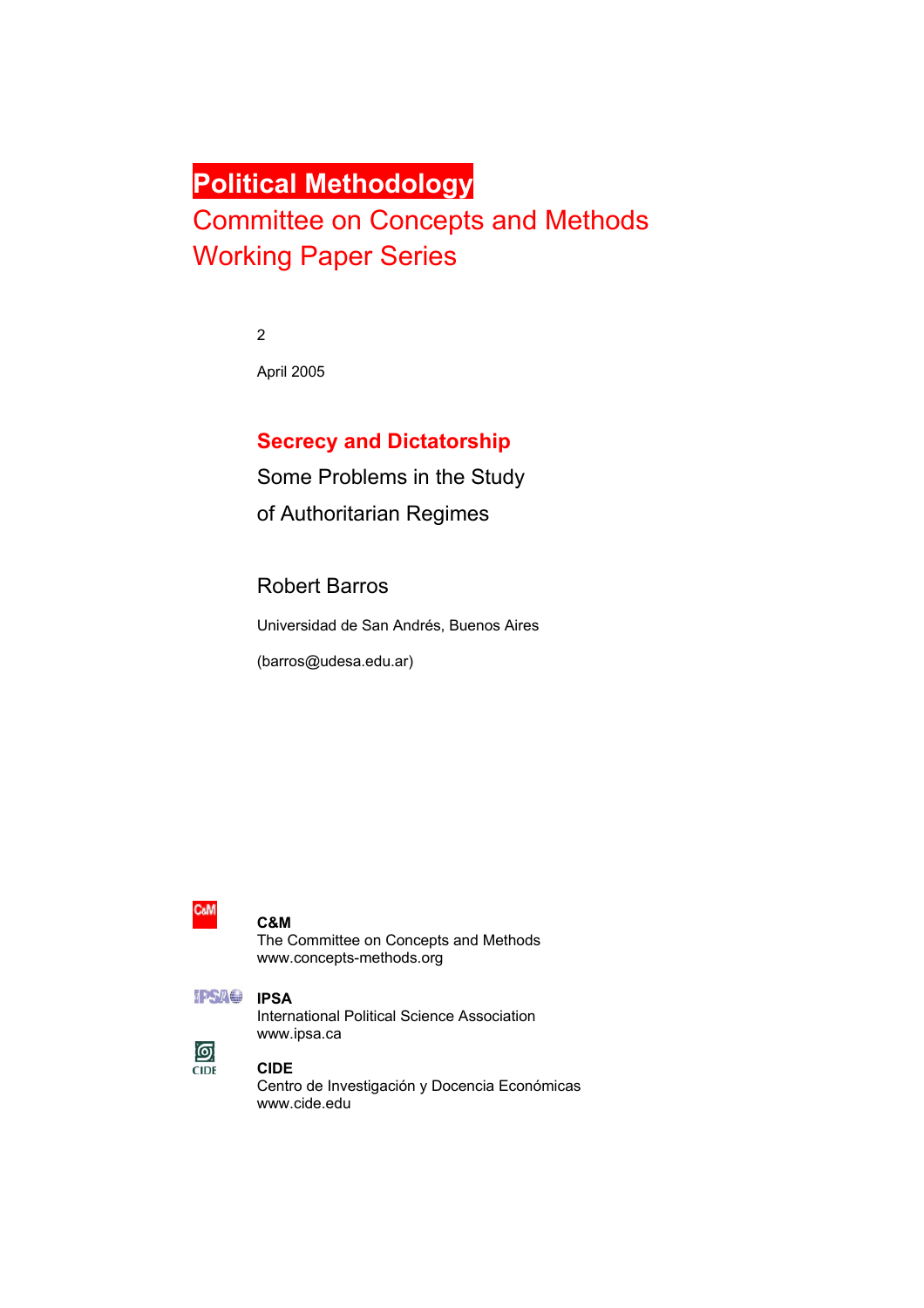# Political Methodology

Committee on Concepts and Methods
Working Paper Series

2

April 2005

## Secrecy and Dictatorship

Some Problems in the Study
of Authoritarian Regimes

Robert Barros

Universidad de San Andrés, Buenos Aires

(barros@udesa.edu.ar)

**C&M**
The Committee on Concepts and Methods
www.concepts-methods.org

**IPSA**
International Political Science Association
www.ipsa.ca

**CIDE**
Centro de Investigación y Docencia Económicas
www.cide.edu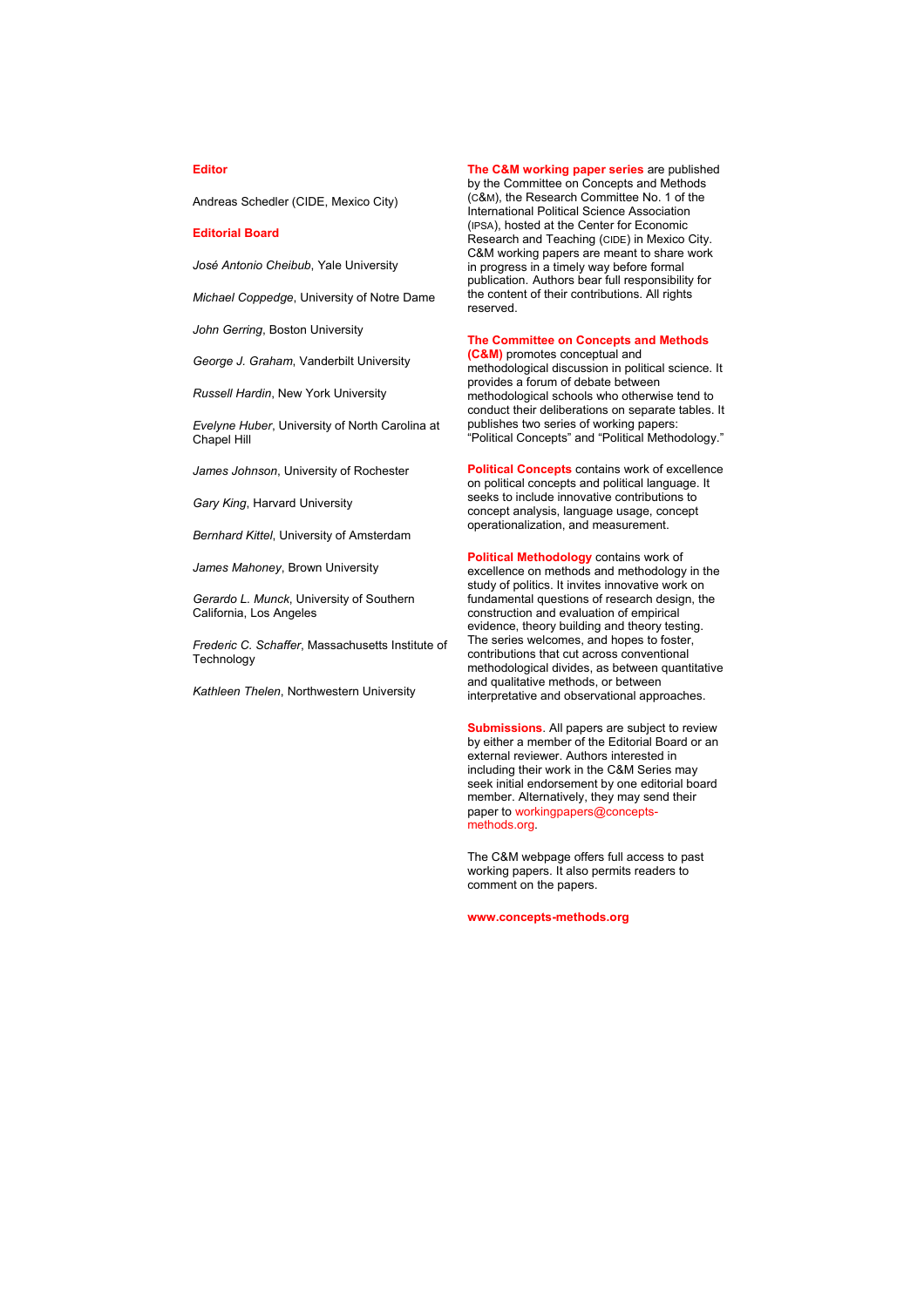**Editor**

Andreas Schedler (CIDE, Mexico City)

**Editorial Board**

*José Antonio Cheibub*, Yale University

*Michael Coppedge*, University of Notre Dame

*John Gerring*, Boston University

*George J. Graham*, Vanderbilt University

*Russell Hardin*, New York University

*Evelyne Huber*, University of North Carolina at Chapel Hill

*James Johnson*, University of Rochester

*Gary King*, Harvard University

*Bernhard Kittel*, University of Amsterdam

*James Mahoney*, Brown University

*Gerardo L. Munck*, University of Southern California, Los Angeles

*Frederic C. Schaffer*, Massachusetts Institute of Technology

*Kathleen Thelen*, Northwestern University

**The C&M working paper series** are published by the Committee on Concepts and Methods (C&M), the Research Committee No. 1 of the International Political Science Association (IPSA), hosted at the Center for Economic Research and Teaching (CIDE) in Mexico City. C&M working papers are meant to share work in progress in a timely way before formal publication. Authors bear full responsibility for the content of their contributions. All rights reserved.

**The Committee on Concepts and Methods (C&M)** promotes conceptual and methodological discussion in political science. It provides a forum of debate between methodological schools who otherwise tend to conduct their deliberations on separate tables. It publishes two series of working papers: "Political Concepts" and "Political Methodology."

**Political Concepts** contains work of excellence on political concepts and political language. It seeks to include innovative contributions to concept analysis, language usage, concept operationalization, and measurement.

**Political Methodology** contains work of excellence on methods and methodology in the study of politics. It invites innovative work on fundamental questions of research design, the construction and evaluation of empirical evidence, theory building and theory testing. The series welcomes, and hopes to foster, contributions that cut across conventional methodological divides, as between quantitative and qualitative methods, or between interpretative and observational approaches.

**Submissions**. All papers are subject to review by either a member of the Editorial Board or an external reviewer. Authors interested in including their work in the C&M Series may seek initial endorsement by one editorial board member. Alternatively, they may send their paper to workingpapers@concepts-methods.org.

The C&M webpage offers full access to past working papers. It also permits readers to comment on the papers.

**www.concepts-methods.org**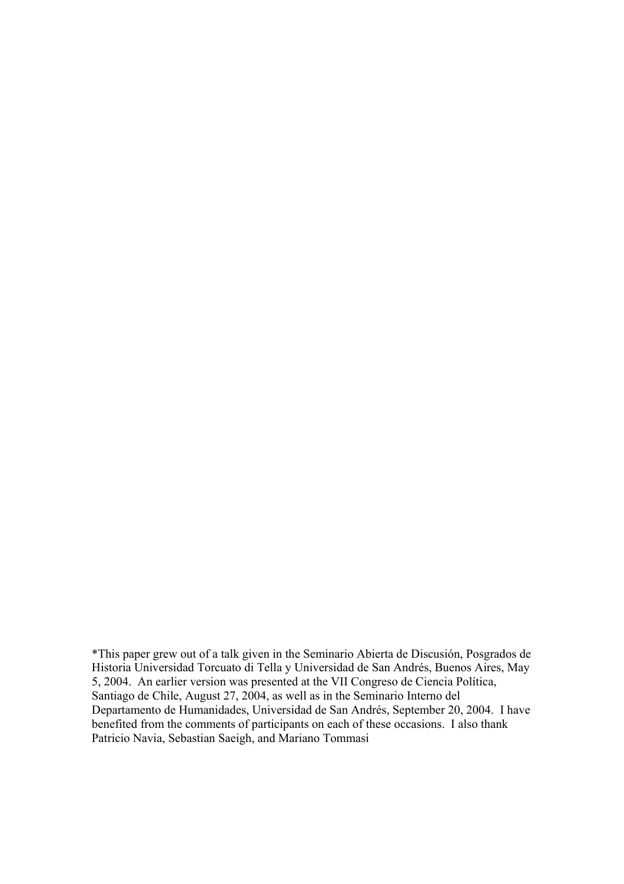*This paper grew out of a talk given in the Seminario Abierta de Discusión, Posgrados de Historia Universidad Torcuato di Tella y Universidad de San Andrés, Buenos Aires, May 5, 2004. An earlier version was presented at the VII Congreso de Ciencia Política, Santiago de Chile, August 27, 2004, as well as in the Seminario Interno del Departamento de Humanidades, Universidad de San Andrés, September 20, 2004. I have benefited from the comments of participants on each of these occasions. I also thank Patricio Navia, Sebastian Saeigh, and Mariano Tommasi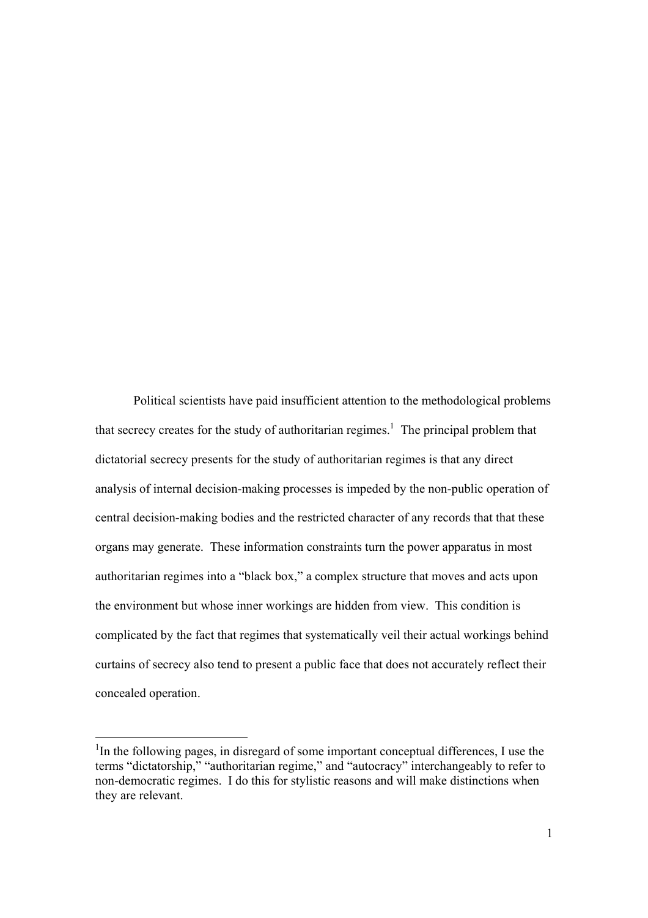Political scientists have paid insufficient attention to the methodological problems that secrecy creates for the study of authoritarian regimes.[1] The principal problem that dictatorial secrecy presents for the study of authoritarian regimes is that any direct analysis of internal decision-making processes is impeded by the non-public operation of central decision-making bodies and the restricted character of any records that that these organs may generate. These information constraints turn the power apparatus in most authoritarian regimes into a "black box," a complex structure that moves and acts upon the environment but whose inner workings are hidden from view. This condition is complicated by the fact that regimes that systematically veil their actual workings behind curtains of secrecy also tend to present a public face that does not accurately reflect their concealed operation.

---

[1] In the following pages, in disregard of some important conceptual differences, I use the terms "dictatorship," "authoritarian regime," and "autocracy" interchangeably to refer to non-democratic regimes. I do this for stylistic reasons and will make distinctions when they are relevant.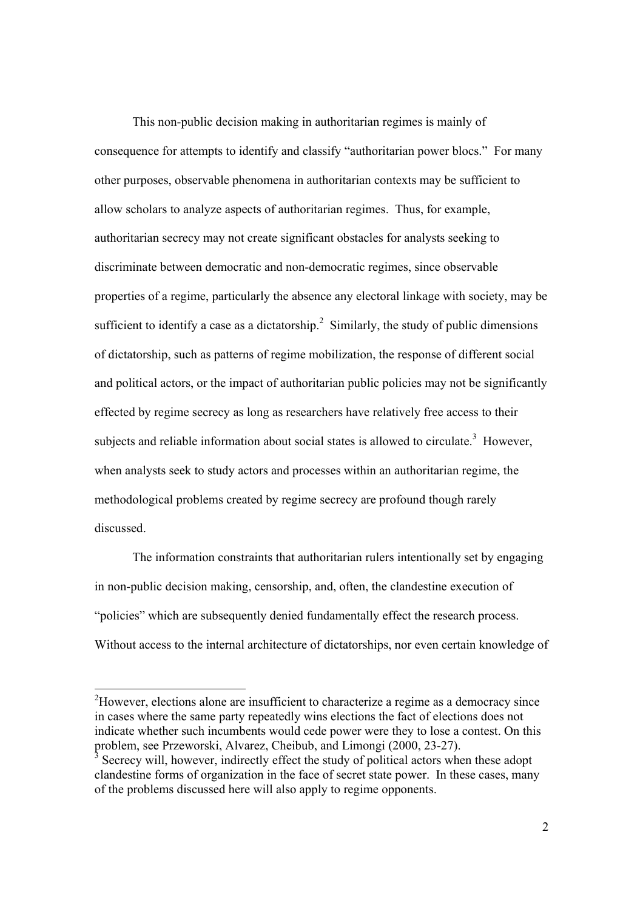This non-public decision making in authoritarian regimes is mainly of consequence for attempts to identify and classify "authoritarian power blocs." For many other purposes, observable phenomena in authoritarian contexts may be sufficient to allow scholars to analyze aspects of authoritarian regimes. Thus, for example, authoritarian secrecy may not create significant obstacles for analysts seeking to discriminate between democratic and non-democratic regimes, since observable properties of a regime, particularly the absence any electoral linkage with society, may be sufficient to identify a case as a dictatorship.[2] Similarly, the study of public dimensions of dictatorship, such as patterns of regime mobilization, the response of different social and political actors, or the impact of authoritarian public policies may not be significantly effected by regime secrecy as long as researchers have relatively free access to their subjects and reliable information about social states is allowed to circulate.[3] However, when analysts seek to study actors and processes within an authoritarian regime, the methodological problems created by regime secrecy are profound though rarely discussed.

The information constraints that authoritarian rulers intentionally set by engaging in non-public decision making, censorship, and, often, the clandestine execution of "policies" which are subsequently denied fundamentally effect the research process. Without access to the internal architecture of dictatorships, nor even certain knowledge of

[2]However, elections alone are insufficient to characterize a regime as a democracy since in cases where the same party repeatedly wins elections the fact of elections does not indicate whether such incumbents would cede power were they to lose a contest. On this problem, see Przeworski, Alvarez, Cheibub, and Limongi (2000, 23-27).

[3] Secrecy will, however, indirectly effect the study of political actors when these adopt clandestine forms of organization in the face of secret state power. In these cases, many of the problems discussed here will also apply to regime opponents.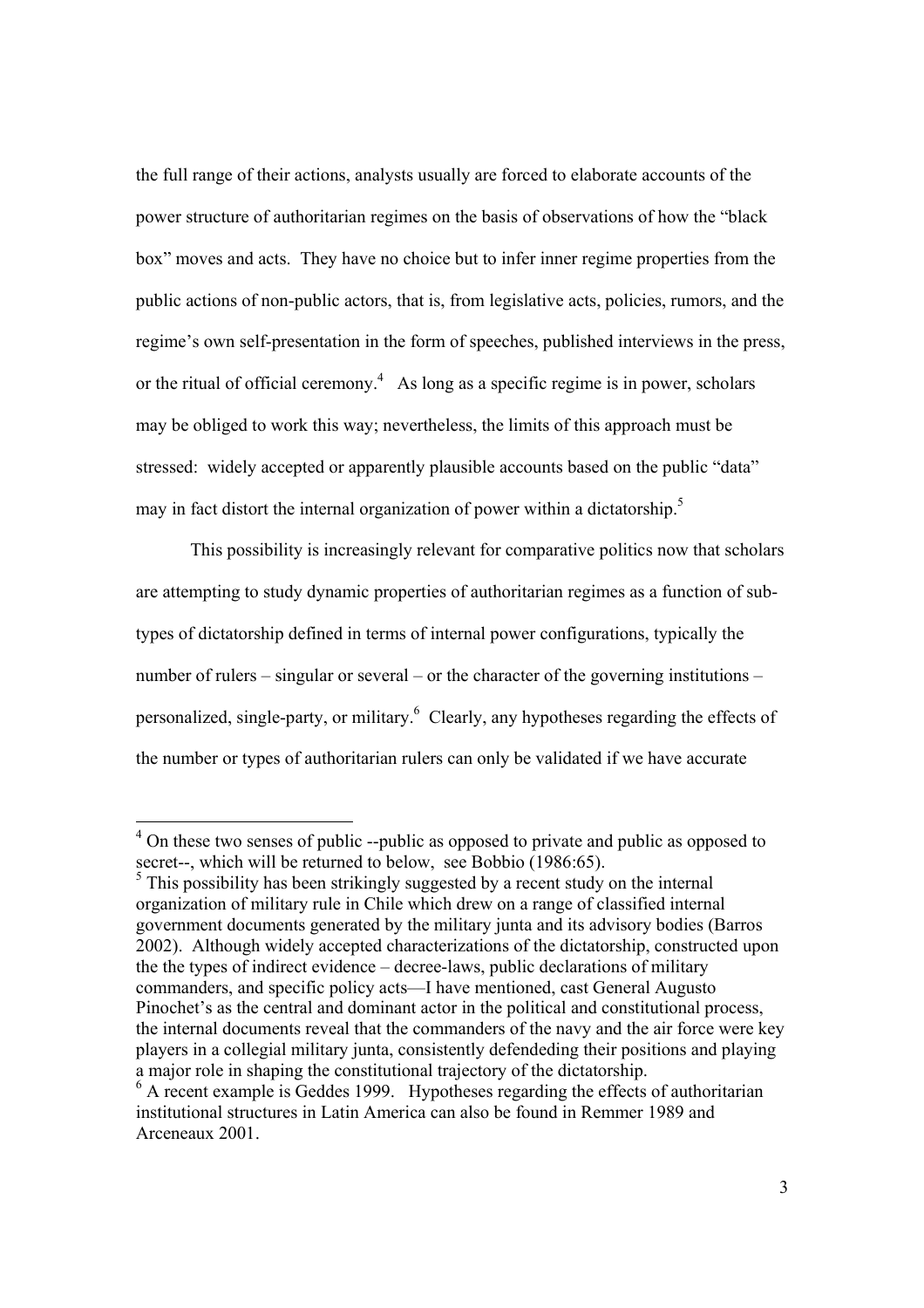the full range of their actions, analysts usually are forced to elaborate accounts of the power structure of authoritarian regimes on the basis of observations of how the "black box" moves and acts. They have no choice but to infer inner regime properties from the public actions of non-public actors, that is, from legislative acts, policies, rumors, and the regime's own self-presentation in the form of speeches, published interviews in the press, or the ritual of official ceremony.[4] As long as a specific regime is in power, scholars may be obliged to work this way; nevertheless, the limits of this approach must be stressed: widely accepted or apparently plausible accounts based on the public "data" may in fact distort the internal organization of power within a dictatorship.[5]

This possibility is increasingly relevant for comparative politics now that scholars are attempting to study dynamic properties of authoritarian regimes as a function of sub-types of dictatorship defined in terms of internal power configurations, typically the number of rulers – singular or several – or the character of the governing institutions – personalized, single-party, or military.[6] Clearly, any hypotheses regarding the effects of the number or types of authoritarian rulers can only be validated if we have accurate

---

[4] On these two senses of public --public as opposed to private and public as opposed to secret--, which will be returned to below, see Bobbio (1986:65).

[5] This possibility has been strikingly suggested by a recent study on the internal organization of military rule in Chile which drew on a range of classified internal government documents generated by the military junta and its advisory bodies (Barros 2002). Although widely accepted characterizations of the dictatorship, constructed upon the the types of indirect evidence – decree-laws, public declarations of military commanders, and specific policy acts—I have mentioned, cast General Augusto Pinochet's as the central and dominant actor in the political and constitutional process, the internal documents reveal that the commanders of the navy and the air force were key players in a collegial military junta, consistently defendeding their positions and playing a major role in shaping the constitutional trajectory of the dictatorship.

[6] A recent example is Geddes 1999. Hypotheses regarding the effects of authoritarian institutional structures in Latin America can also be found in Remmer 1989 and Arceneaux 2001.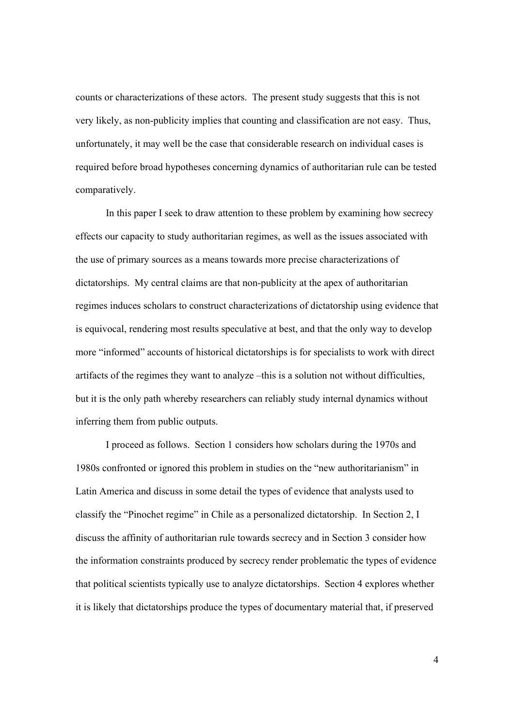counts or characterizations of these actors. The present study suggests that this is not very likely, as non-publicity implies that counting and classification are not easy. Thus, unfortunately, it may well be the case that considerable research on individual cases is required before broad hypotheses concerning dynamics of authoritarian rule can be tested comparatively.

In this paper I seek to draw attention to these problem by examining how secrecy effects our capacity to study authoritarian regimes, as well as the issues associated with the use of primary sources as a means towards more precise characterizations of dictatorships. My central claims are that non-publicity at the apex of authoritarian regimes induces scholars to construct characterizations of dictatorship using evidence that is equivocal, rendering most results speculative at best, and that the only way to develop more "informed" accounts of historical dictatorships is for specialists to work with direct artifacts of the regimes they want to analyze –this is a solution not without difficulties, but it is the only path whereby researchers can reliably study internal dynamics without inferring them from public outputs.

I proceed as follows. Section 1 considers how scholars during the 1970s and 1980s confronted or ignored this problem in studies on the "new authoritarianism" in Latin America and discuss in some detail the types of evidence that analysts used to classify the "Pinochet regime" in Chile as a personalized dictatorship. In Section 2, I discuss the affinity of authoritarian rule towards secrecy and in Section 3 consider how the information constraints produced by secrecy render problematic the types of evidence that political scientists typically use to analyze dictatorships. Section 4 explores whether it is likely that dictatorships produce the types of documentary material that, if preserved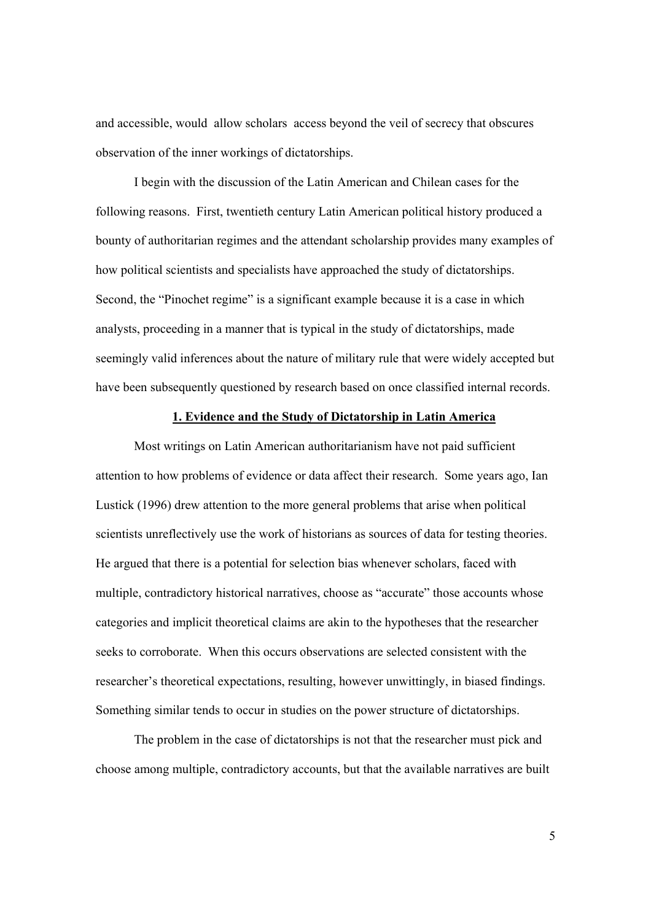and accessible, would allow scholars access beyond the veil of secrecy that obscures observation of the inner workings of dictatorships.

I begin with the discussion of the Latin American and Chilean cases for the following reasons. First, twentieth century Latin American political history produced a bounty of authoritarian regimes and the attendant scholarship provides many examples of how political scientists and specialists have approached the study of dictatorships. Second, the "Pinochet regime" is a significant example because it is a case in which analysts, proceeding in a manner that is typical in the study of dictatorships, made seemingly valid inferences about the nature of military rule that were widely accepted but have been subsequently questioned by research based on once classified internal records.

## 1. Evidence and the Study of Dictatorship in Latin America

Most writings on Latin American authoritarianism have not paid sufficient attention to how problems of evidence or data affect their research. Some years ago, Ian Lustick (1996) drew attention to the more general problems that arise when political scientists unreflectively use the work of historians as sources of data for testing theories. He argued that there is a potential for selection bias whenever scholars, faced with multiple, contradictory historical narratives, choose as "accurate" those accounts whose categories and implicit theoretical claims are akin to the hypotheses that the researcher seeks to corroborate. When this occurs observations are selected consistent with the researcher's theoretical expectations, resulting, however unwittingly, in biased findings. Something similar tends to occur in studies on the power structure of dictatorships.

The problem in the case of dictatorships is not that the researcher must pick and choose among multiple, contradictory accounts, but that the available narratives are built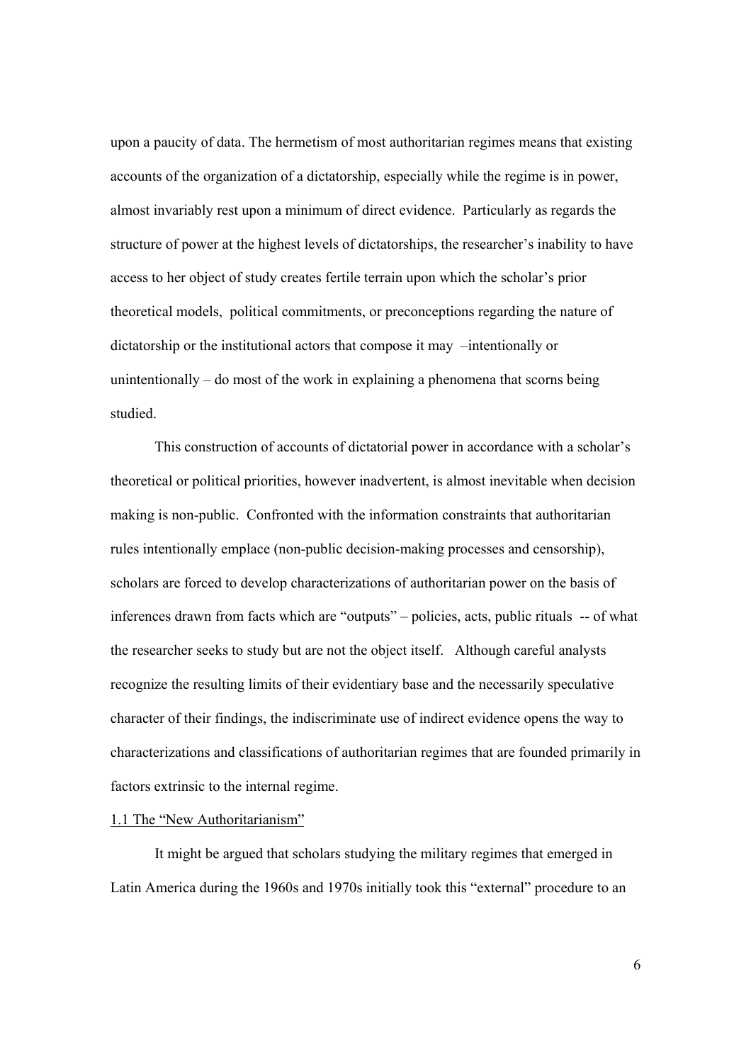upon a paucity of data. The hermetism of most authoritarian regimes means that existing accounts of the organization of a dictatorship, especially while the regime is in power, almost invariably rest upon a minimum of direct evidence. Particularly as regards the structure of power at the highest levels of dictatorships, the researcher's inability to have access to her object of study creates fertile terrain upon which the scholar's prior theoretical models, political commitments, or preconceptions regarding the nature of dictatorship or the institutional actors that compose it may –intentionally or unintentionally – do most of the work in explaining a phenomena that scorns being studied.

This construction of accounts of dictatorial power in accordance with a scholar's theoretical or political priorities, however inadvertent, is almost inevitable when decision making is non-public. Confronted with the information constraints that authoritarian rules intentionally emplace (non-public decision-making processes and censorship), scholars are forced to develop characterizations of authoritarian power on the basis of inferences drawn from facts which are "outputs" – policies, acts, public rituals -- of what the researcher seeks to study but are not the object itself. Although careful analysts recognize the resulting limits of their evidentiary base and the necessarily speculative character of their findings, the indiscriminate use of indirect evidence opens the way to characterizations and classifications of authoritarian regimes that are founded primarily in factors extrinsic to the internal regime.

### 1.1 The "New Authoritarianism"

It might be argued that scholars studying the military regimes that emerged in Latin America during the 1960s and 1970s initially took this "external" procedure to an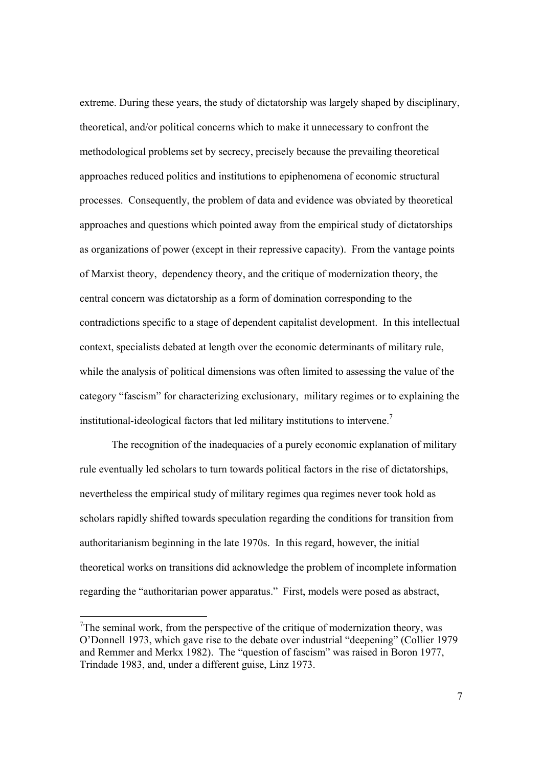extreme. During these years, the study of dictatorship was largely shaped by disciplinary, theoretical, and/or political concerns which to make it unnecessary to confront the methodological problems set by secrecy, precisely because the prevailing theoretical approaches reduced politics and institutions to epiphenomena of economic structural processes. Consequently, the problem of data and evidence was obviated by theoretical approaches and questions which pointed away from the empirical study of dictatorships as organizations of power (except in their repressive capacity). From the vantage points of Marxist theory, dependency theory, and the critique of modernization theory, the central concern was dictatorship as a form of domination corresponding to the contradictions specific to a stage of dependent capitalist development. In this intellectual context, specialists debated at length over the economic determinants of military rule, while the analysis of political dimensions was often limited to assessing the value of the category "fascism" for characterizing exclusionary, military regimes or to explaining the institutional-ideological factors that led military institutions to intervene.[7]

The recognition of the inadequacies of a purely economic explanation of military rule eventually led scholars to turn towards political factors in the rise of dictatorships, nevertheless the empirical study of military regimes qua regimes never took hold as scholars rapidly shifted towards speculation regarding the conditions for transition from authoritarianism beginning in the late 1970s. In this regard, however, the initial theoretical works on transitions did acknowledge the problem of incomplete information regarding the "authoritarian power apparatus." First, models were posed as abstract,

[7] The seminal work, from the perspective of the critique of modernization theory, was O'Donnell 1973, which gave rise to the debate over industrial "deepening" (Collier 1979 and Remmer and Merkx 1982). The "question of fascism" was raised in Boron 1977, Trindade 1983, and, under a different guise, Linz 1973.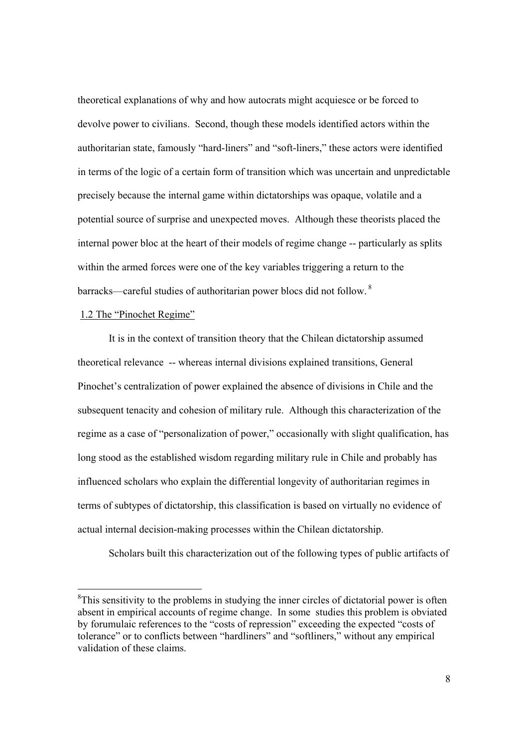theoretical explanations of why and how autocrats might acquiesce or be forced to devolve power to civilians. Second, though these models identified actors within the authoritarian state, famously "hard-liners" and "soft-liners," these actors were identified in terms of the logic of a certain form of transition which was uncertain and unpredictable precisely because the internal game within dictatorships was opaque, volatile and a potential source of surprise and unexpected moves. Although these theorists placed the internal power bloc at the heart of their models of regime change -- particularly as splits within the armed forces were one of the key variables triggering a return to the barracks—careful studies of authoritarian power blocs did not follow.[8]

## 1.2 The "Pinochet Regime"

It is in the context of transition theory that the Chilean dictatorship assumed theoretical relevance -- whereas internal divisions explained transitions, General Pinochet's centralization of power explained the absence of divisions in Chile and the subsequent tenacity and cohesion of military rule. Although this characterization of the regime as a case of "personalization of power," occasionally with slight qualification, has long stood as the established wisdom regarding military rule in Chile and probably has influenced scholars who explain the differential longevity of authoritarian regimes in terms of subtypes of dictatorship, this classification is based on virtually no evidence of actual internal decision-making processes within the Chilean dictatorship.

Scholars built this characterization out of the following types of public artifacts of

---

[8]This sensitivity to the problems in studying the inner circles of dictatorial power is often absent in empirical accounts of regime change. In some studies this problem is obviated by forumulaic references to the "costs of repression" exceeding the expected "costs of tolerance" or to conflicts between "hardliners" and "softliners," without any empirical validation of these claims.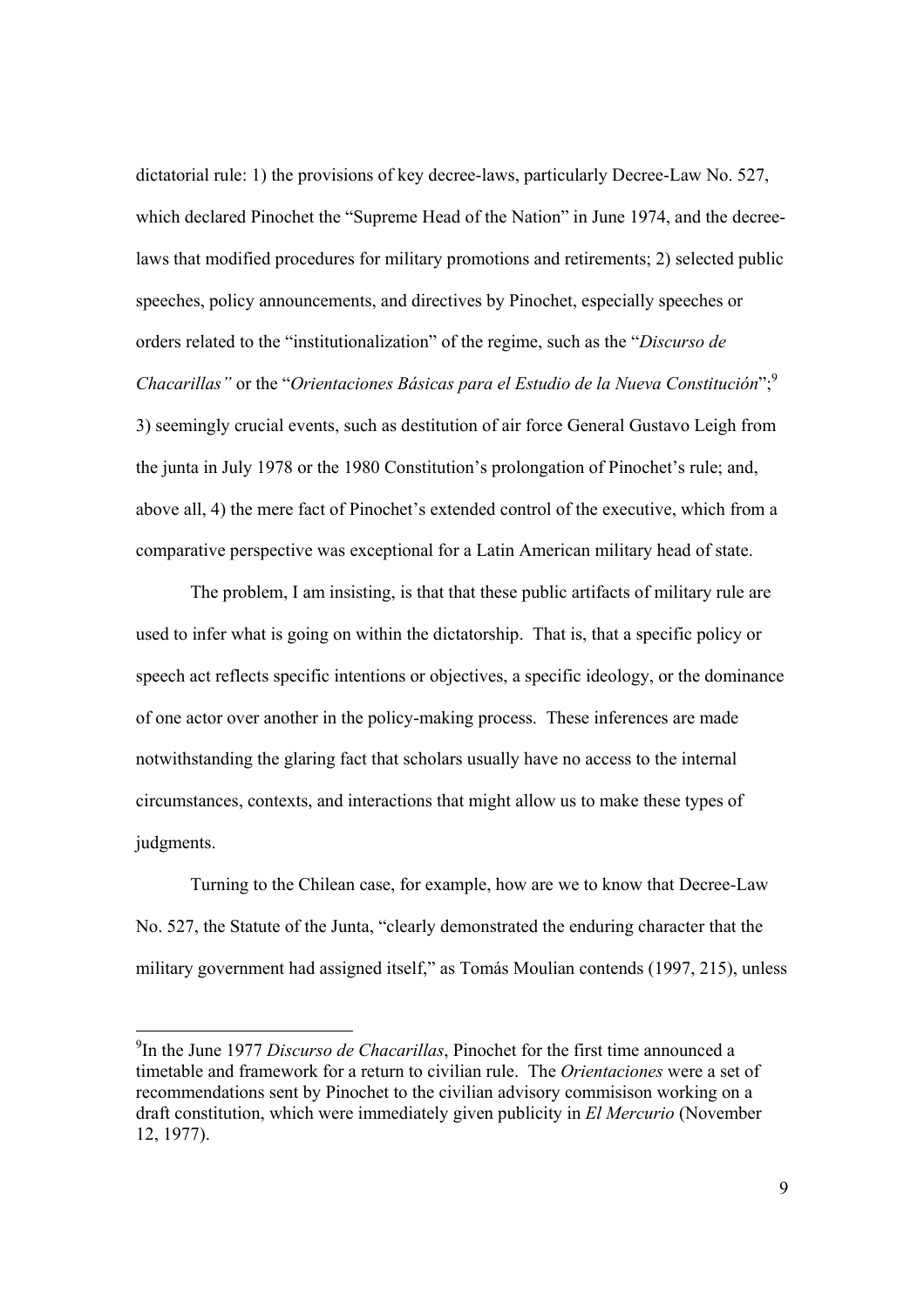dictatorial rule: 1) the provisions of key decree-laws, particularly Decree-Law No. 527, which declared Pinochet the "Supreme Head of the Nation" in June 1974, and the decree-laws that modified procedures for military promotions and retirements; 2) selected public speeches, policy announcements, and directives by Pinochet, especially speeches or orders related to the "institutionalization" of the regime, such as the "*Discurso de Chacarillas"* or the "*Orientaciones Básicas para el Estudio de la Nueva Constitución*";[9] 3) seemingly crucial events, such as destitution of air force General Gustavo Leigh from the junta in July 1978 or the 1980 Constitution's prolongation of Pinochet's rule; and, above all, 4) the mere fact of Pinochet's extended control of the executive, which from a comparative perspective was exceptional for a Latin American military head of state.

The problem, I am insisting, is that that these public artifacts of military rule are used to infer what is going on within the dictatorship. That is, that a specific policy or speech act reflects specific intentions or objectives, a specific ideology, or the dominance of one actor over another in the policy-making process. These inferences are made notwithstanding the glaring fact that scholars usually have no access to the internal circumstances, contexts, and interactions that might allow us to make these types of judgments.

Turning to the Chilean case, for example, how are we to know that Decree-Law No. 527, the Statute of the Junta, "clearly demonstrated the enduring character that the military government had assigned itself," as Tomás Moulian contends (1997, 215), unless

[9] In the June 1977 *Discurso de Chacarillas*, Pinochet for the first time announced a timetable and framework for a return to civilian rule. The *Orientaciones* were a set of recommendations sent by Pinochet to the civilian advisory commisison working on a draft constitution, which were immediately given publicity in *El Mercurio* (November 12, 1977).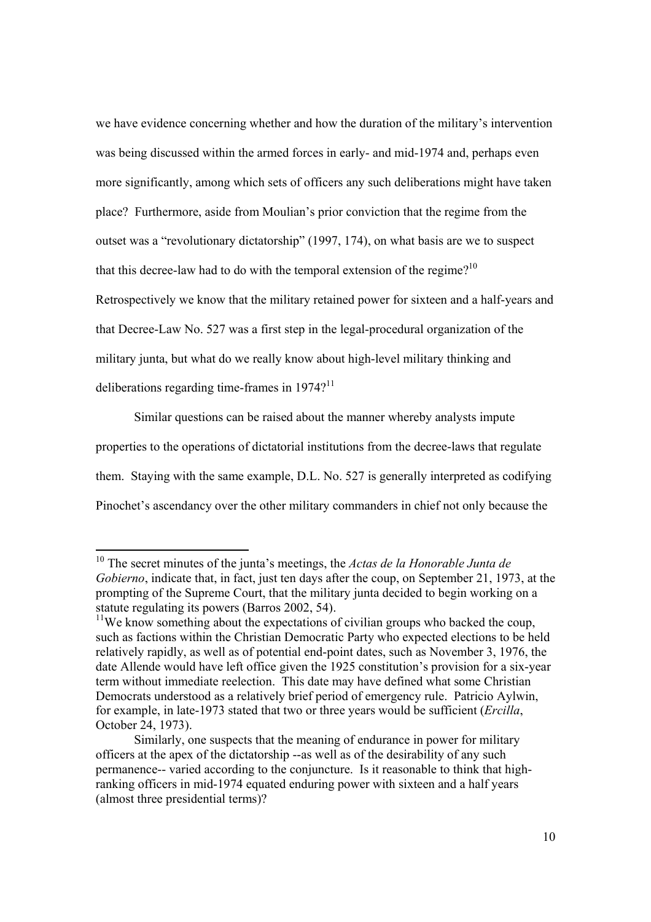we have evidence concerning whether and how the duration of the military's intervention was being discussed within the armed forces in early- and mid-1974 and, perhaps even more significantly, among which sets of officers any such deliberations might have taken place? Furthermore, aside from Moulian's prior conviction that the regime from the outset was a "revolutionary dictatorship" (1997, 174), on what basis are we to suspect that this decree-law had to do with the temporal extension of the regime?[10] Retrospectively we know that the military retained power for sixteen and a half-years and that Decree-Law No. 527 was a first step in the legal-procedural organization of the military junta, but what do we really know about high-level military thinking and deliberations regarding time-frames in 1974?[11]

Similar questions can be raised about the manner whereby analysts impute properties to the operations of dictatorial institutions from the decree-laws that regulate them. Staying with the same example, D.L. No. 527 is generally interpreted as codifying Pinochet's ascendancy over the other military commanders in chief not only because the

---

[10] The secret minutes of the junta's meetings, the *Actas de la Honorable Junta de Gobierno*, indicate that, in fact, just ten days after the coup, on September 21, 1973, at the prompting of the Supreme Court, that the military junta decided to begin working on a statute regulating its powers (Barros 2002, 54).

[11] We know something about the expectations of civilian groups who backed the coup, such as factions within the Christian Democratic Party who expected elections to be held relatively rapidly, as well as of potential end-point dates, such as November 3, 1976, the date Allende would have left office given the 1925 constitution's provision for a six-year term without immediate reelection. This date may have defined what some Christian Democrats understood as a relatively brief period of emergency rule. Patricio Aylwin, for example, in late-1973 stated that two or three years would be sufficient (*Ercilla*, October 24, 1973).

Similarly, one suspects that the meaning of endurance in power for military officers at the apex of the dictatorship --as well as of the desirability of any such permanence-- varied according to the conjuncture. Is it reasonable to think that high-ranking officers in mid-1974 equated enduring power with sixteen and a half years (almost three presidential terms)?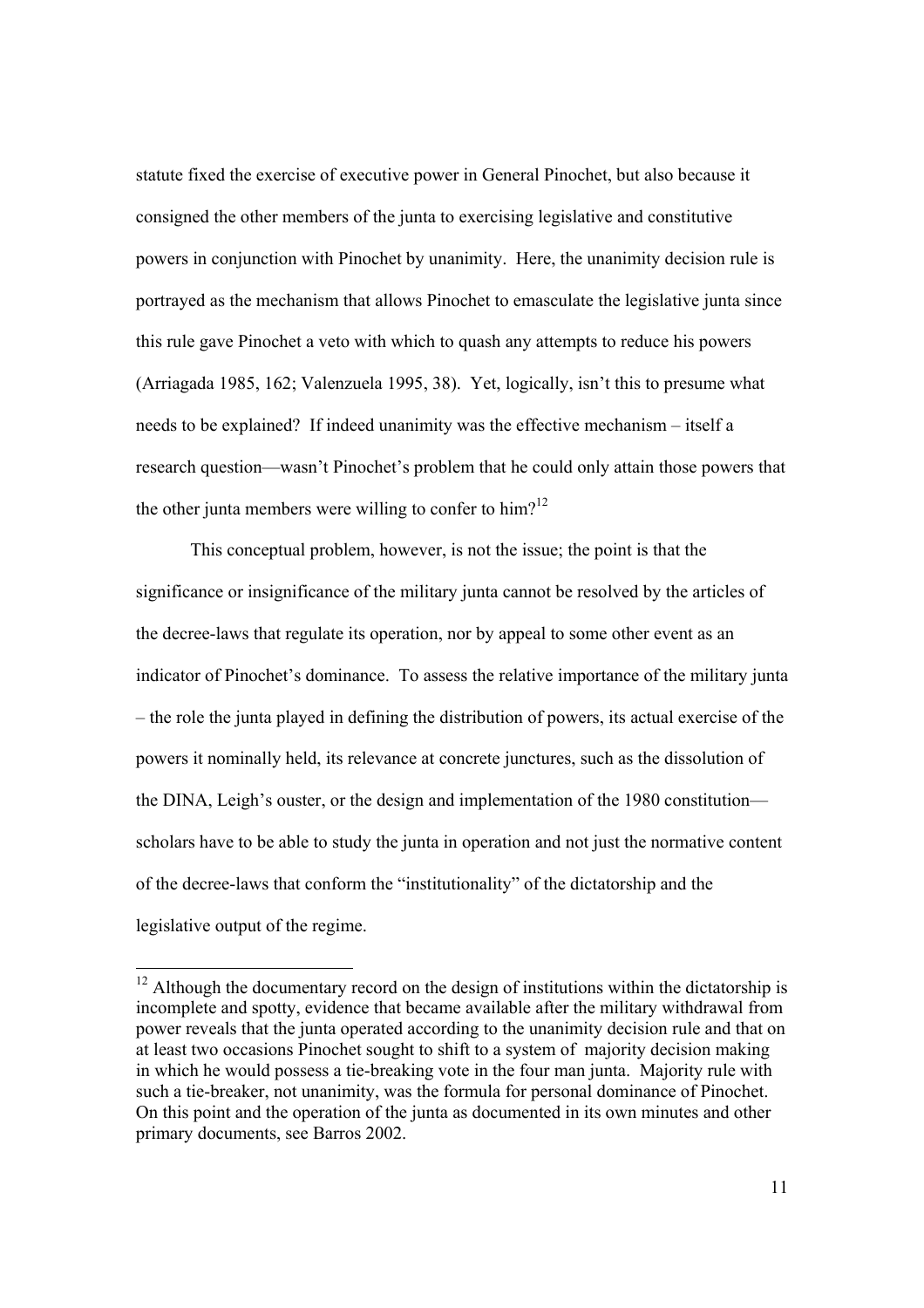statute fixed the exercise of executive power in General Pinochet, but also because it consigned the other members of the junta to exercising legislative and constitutive powers in conjunction with Pinochet by unanimity. Here, the unanimity decision rule is portrayed as the mechanism that allows Pinochet to emasculate the legislative junta since this rule gave Pinochet a veto with which to quash any attempts to reduce his powers (Arriagada 1985, 162; Valenzuela 1995, 38). Yet, logically, isn't this to presume what needs to be explained? If indeed unanimity was the effective mechanism – itself a research question—wasn't Pinochet's problem that he could only attain those powers that the other junta members were willing to confer to him?[12]

This conceptual problem, however, is not the issue; the point is that the significance or insignificance of the military junta cannot be resolved by the articles of the decree-laws that regulate its operation, nor by appeal to some other event as an indicator of Pinochet's dominance. To assess the relative importance of the military junta – the role the junta played in defining the distribution of powers, its actual exercise of the powers it nominally held, its relevance at concrete junctures, such as the dissolution of the DINA, Leigh's ouster, or the design and implementation of the 1980 constitution—scholars have to be able to study the junta in operation and not just the normative content of the decree-laws that conform the "institutionality" of the dictatorship and the legislative output of the regime.

---

[12] Although the documentary record on the design of institutions within the dictatorship is incomplete and spotty, evidence that became available after the military withdrawal from power reveals that the junta operated according to the unanimity decision rule and that on at least two occasions Pinochet sought to shift to a system of majority decision making in which he would possess a tie-breaking vote in the four man junta. Majority rule with such a tie-breaker, not unanimity, was the formula for personal dominance of Pinochet. On this point and the operation of the junta as documented in its own minutes and other primary documents, see Barros 2002.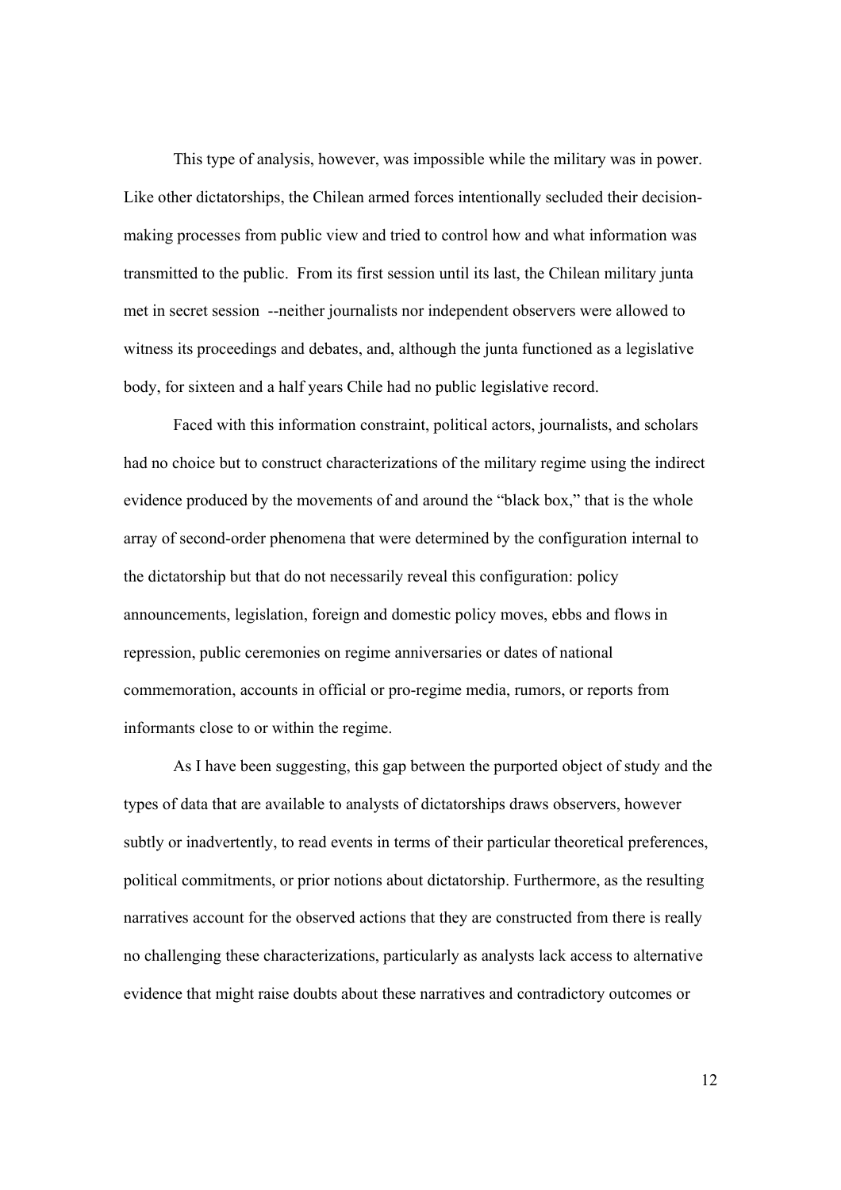This type of analysis, however, was impossible while the military was in power. Like other dictatorships, the Chilean armed forces intentionally secluded their decision-making processes from public view and tried to control how and what information was transmitted to the public. From its first session until its last, the Chilean military junta met in secret session --neither journalists nor independent observers were allowed to witness its proceedings and debates, and, although the junta functioned as a legislative body, for sixteen and a half years Chile had no public legislative record.

Faced with this information constraint, political actors, journalists, and scholars had no choice but to construct characterizations of the military regime using the indirect evidence produced by the movements of and around the "black box," that is the whole array of second-order phenomena that were determined by the configuration internal to the dictatorship but that do not necessarily reveal this configuration: policy announcements, legislation, foreign and domestic policy moves, ebbs and flows in repression, public ceremonies on regime anniversaries or dates of national commemoration, accounts in official or pro-regime media, rumors, or reports from informants close to or within the regime.

As I have been suggesting, this gap between the purported object of study and the types of data that are available to analysts of dictatorships draws observers, however subtly or inadvertently, to read events in terms of their particular theoretical preferences, political commitments, or prior notions about dictatorship. Furthermore, as the resulting narratives account for the observed actions that they are constructed from there is really no challenging these characterizations, particularly as analysts lack access to alternative evidence that might raise doubts about these narratives and contradictory outcomes or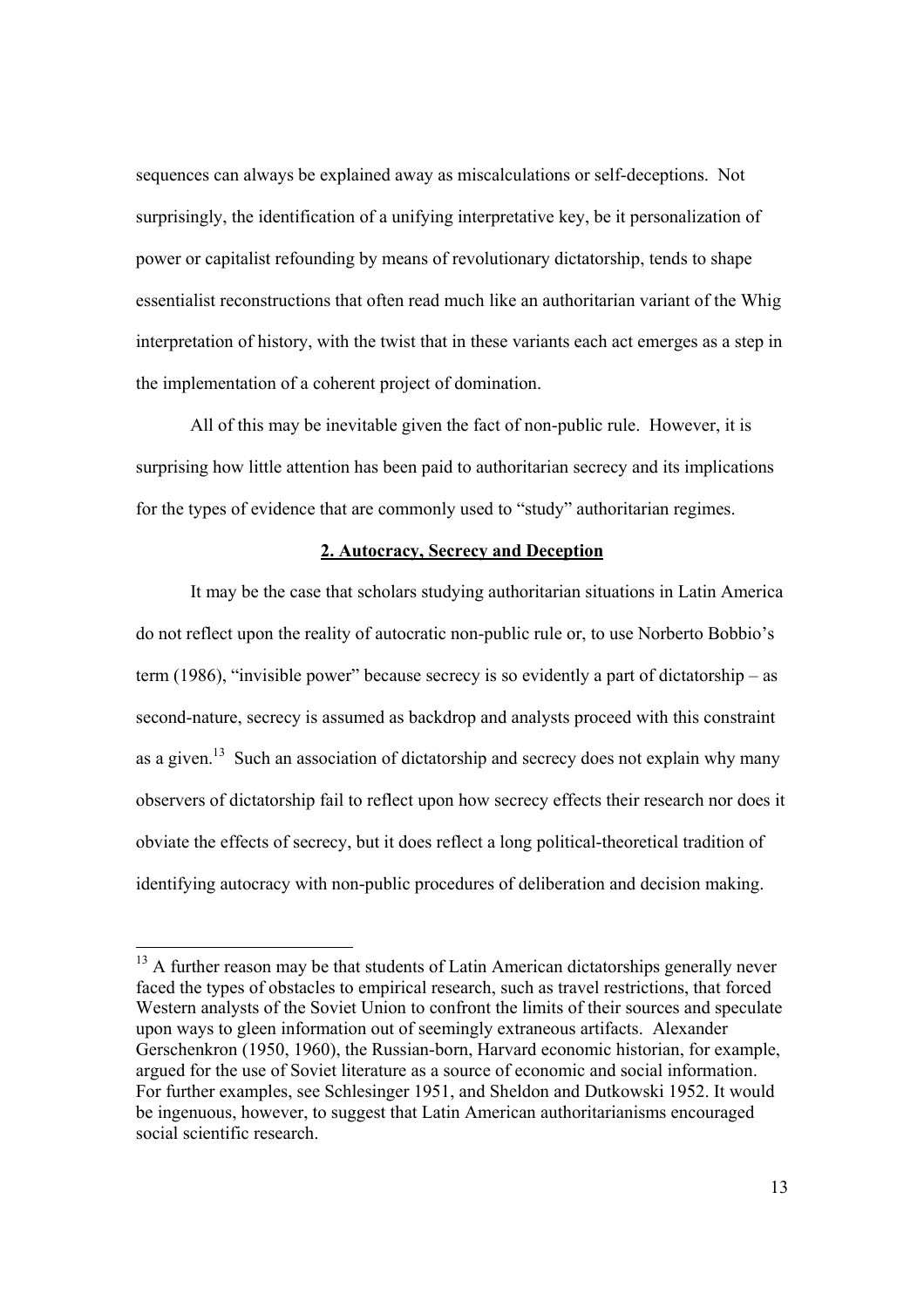sequences can always be explained away as miscalculations or self-deceptions. Not surprisingly, the identification of a unifying interpretative key, be it personalization of power or capitalist refounding by means of revolutionary dictatorship, tends to shape essentialist reconstructions that often read much like an authoritarian variant of the Whig interpretation of history, with the twist that in these variants each act emerges as a step in the implementation of a coherent project of domination.

All of this may be inevitable given the fact of non-public rule. However, it is surprising how little attention has been paid to authoritarian secrecy and its implications for the types of evidence that are commonly used to "study" authoritarian regimes.

## 2. Autocracy, Secrecy and Deception

It may be the case that scholars studying authoritarian situations in Latin America do not reflect upon the reality of autocratic non-public rule or, to use Norberto Bobbio's term (1986), "invisible power" because secrecy is so evidently a part of dictatorship – as second-nature, secrecy is assumed as backdrop and analysts proceed with this constraint as a given.[13] Such an association of dictatorship and secrecy does not explain why many observers of dictatorship fail to reflect upon how secrecy effects their research nor does it obviate the effects of secrecy, but it does reflect a long political-theoretical tradition of identifying autocracy with non-public procedures of deliberation and decision making.

[13] A further reason may be that students of Latin American dictatorships generally never faced the types of obstacles to empirical research, such as travel restrictions, that forced Western analysts of the Soviet Union to confront the limits of their sources and speculate upon ways to gleen information out of seemingly extraneous artifacts. Alexander Gerschenkron (1950, 1960), the Russian-born, Harvard economic historian, for example, argued for the use of Soviet literature as a source of economic and social information. For further examples, see Schlesinger 1951, and Sheldon and Dutkowski 1952. It would be ingenuous, however, to suggest that Latin American authoritarianisms encouraged social scientific research.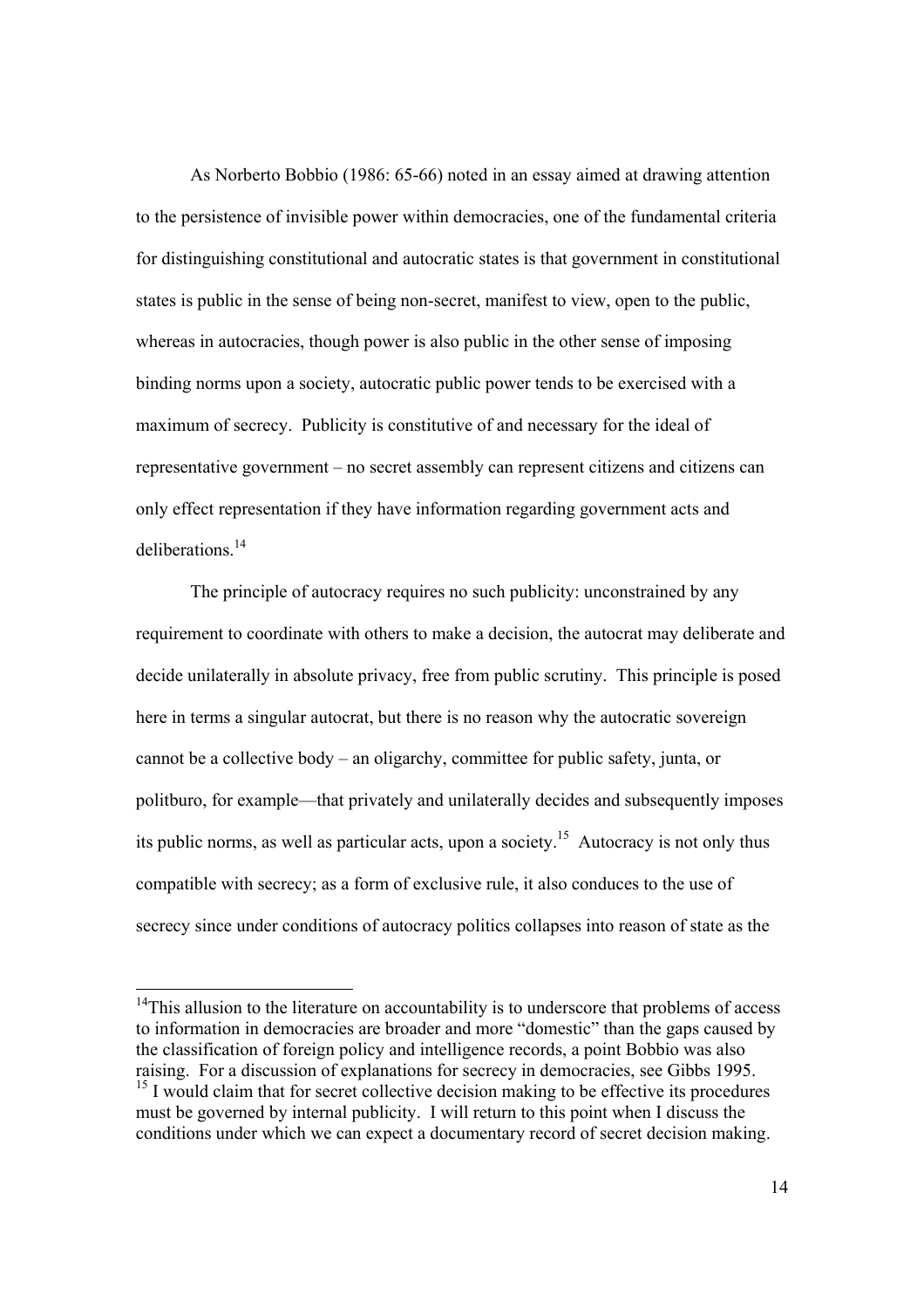As Norberto Bobbio (1986: 65-66) noted in an essay aimed at drawing attention to the persistence of invisible power within democracies, one of the fundamental criteria for distinguishing constitutional and autocratic states is that government in constitutional states is public in the sense of being non-secret, manifest to view, open to the public, whereas in autocracies, though power is also public in the other sense of imposing binding norms upon a society, autocratic public power tends to be exercised with a maximum of secrecy. Publicity is constitutive of and necessary for the ideal of representative government – no secret assembly can represent citizens and citizens can only effect representation if they have information regarding government acts and deliberations.[14]

The principle of autocracy requires no such publicity: unconstrained by any requirement to coordinate with others to make a decision, the autocrat may deliberate and decide unilaterally in absolute privacy, free from public scrutiny. This principle is posed here in terms a singular autocrat, but there is no reason why the autocratic sovereign cannot be a collective body – an oligarchy, committee for public safety, junta, or politburo, for example—that privately and unilaterally decides and subsequently imposes its public norms, as well as particular acts, upon a society.[15] Autocracy is not only thus compatible with secrecy; as a form of exclusive rule, it also conduces to the use of secrecy since under conditions of autocracy politics collapses into reason of state as the

[14] This allusion to the literature on accountability is to underscore that problems of access to information in democracies are broader and more "domestic" than the gaps caused by the classification of foreign policy and intelligence records, a point Bobbio was also raising. For a discussion of explanations for secrecy in democracies, see Gibbs 1995.

[15] I would claim that for secret collective decision making to be effective its procedures must be governed by internal publicity. I will return to this point when I discuss the conditions under which we can expect a documentary record of secret decision making.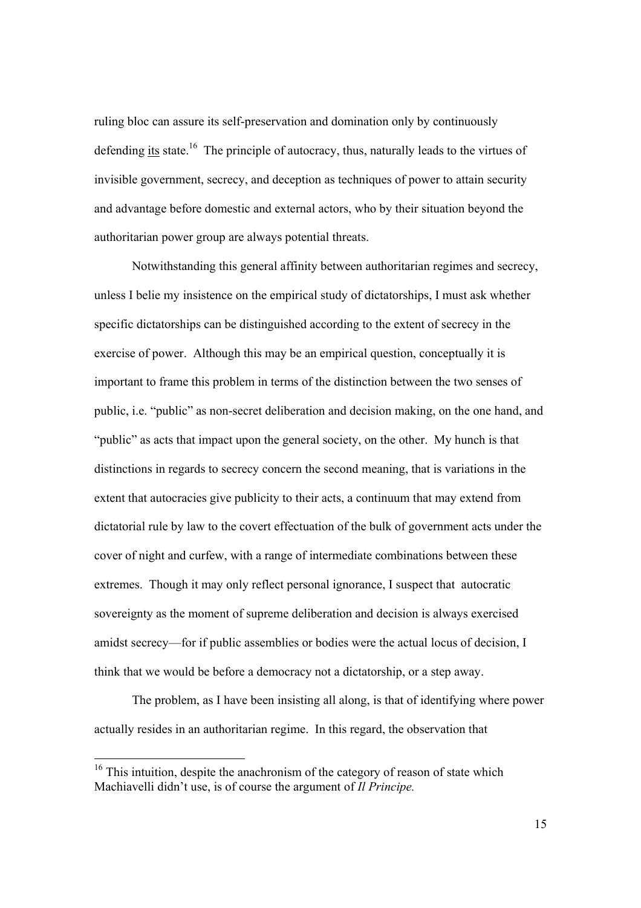ruling bloc can assure its self-preservation and domination only by continuously defending its state.[16] The principle of autocracy, thus, naturally leads to the virtues of invisible government, secrecy, and deception as techniques of power to attain security and advantage before domestic and external actors, who by their situation beyond the authoritarian power group are always potential threats.

Notwithstanding this general affinity between authoritarian regimes and secrecy, unless I belie my insistence on the empirical study of dictatorships, I must ask whether specific dictatorships can be distinguished according to the extent of secrecy in the exercise of power. Although this may be an empirical question, conceptually it is important to frame this problem in terms of the distinction between the two senses of public, i.e. "public" as non-secret deliberation and decision making, on the one hand, and "public" as acts that impact upon the general society, on the other. My hunch is that distinctions in regards to secrecy concern the second meaning, that is variations in the extent that autocracies give publicity to their acts, a continuum that may extend from dictatorial rule by law to the covert effectuation of the bulk of government acts under the cover of night and curfew, with a range of intermediate combinations between these extremes. Though it may only reflect personal ignorance, I suspect that autocratic sovereignty as the moment of supreme deliberation and decision is always exercised amidst secrecy—for if public assemblies or bodies were the actual locus of decision, I think that we would be before a democracy not a dictatorship, or a step away.

The problem, as I have been insisting all along, is that of identifying where power actually resides in an authoritarian regime. In this regard, the observation that

[16] This intuition, despite the anachronism of the category of reason of state which Machiavelli didn't use, is of course the argument of *Il Principe.*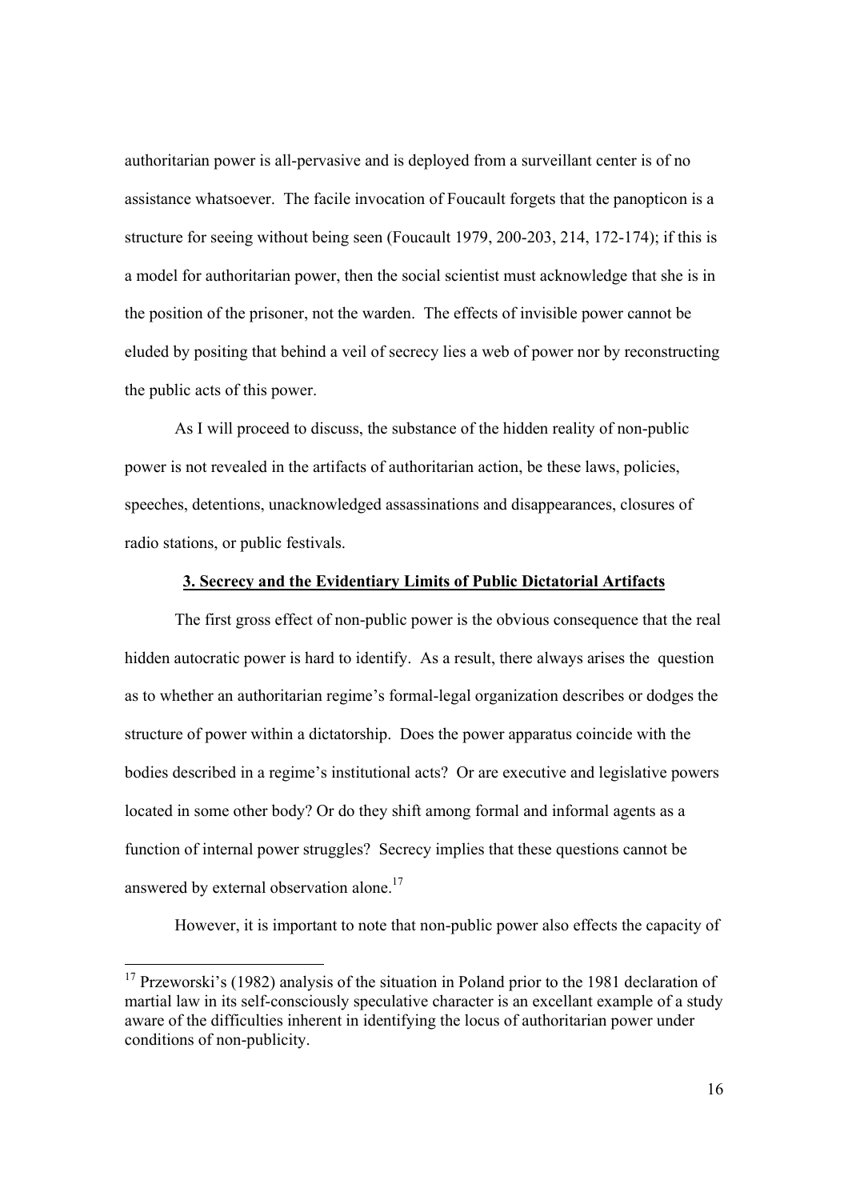authoritarian power is all-pervasive and is deployed from a surveillant center is of no assistance whatsoever. The facile invocation of Foucault forgets that the panopticon is a structure for seeing without being seen (Foucault 1979, 200-203, 214, 172-174); if this is a model for authoritarian power, then the social scientist must acknowledge that she is in the position of the prisoner, not the warden. The effects of invisible power cannot be eluded by positing that behind a veil of secrecy lies a web of power nor by reconstructing the public acts of this power.

As I will proceed to discuss, the substance of the hidden reality of non-public power is not revealed in the artifacts of authoritarian action, be these laws, policies, speeches, detentions, unacknowledged assassinations and disappearances, closures of radio stations, or public festivals.

## 3. Secrecy and the Evidentiary Limits of Public Dictatorial Artifacts

The first gross effect of non-public power is the obvious consequence that the real hidden autocratic power is hard to identify. As a result, there always arises the question as to whether an authoritarian regime's formal-legal organization describes or dodges the structure of power within a dictatorship. Does the power apparatus coincide with the bodies described in a regime's institutional acts? Or are executive and legislative powers located in some other body? Or do they shift among formal and informal agents as a function of internal power struggles? Secrecy implies that these questions cannot be answered by external observation alone.[17]

However, it is important to note that non-public power also effects the capacity of

[17] Przeworski's (1982) analysis of the situation in Poland prior to the 1981 declaration of martial law in its self-consciously speculative character is an excellant example of a study aware of the difficulties inherent in identifying the locus of authoritarian power under conditions of non-publicity.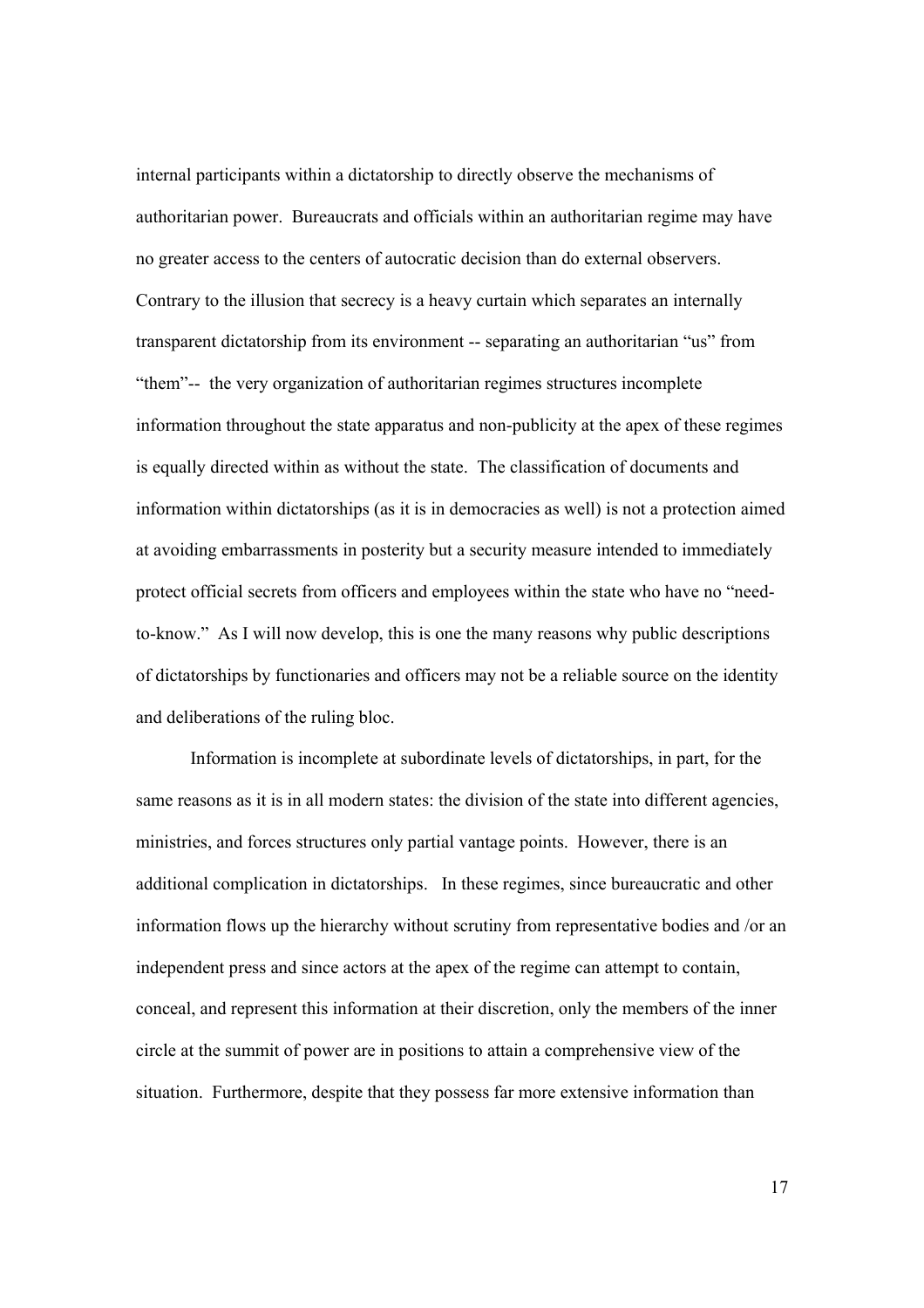internal participants within a dictatorship to directly observe the mechanisms of authoritarian power. Bureaucrats and officials within an authoritarian regime may have no greater access to the centers of autocratic decision than do external observers. Contrary to the illusion that secrecy is a heavy curtain which separates an internally transparent dictatorship from its environment -- separating an authoritarian "us" from "them"-- the very organization of authoritarian regimes structures incomplete information throughout the state apparatus and non-publicity at the apex of these regimes is equally directed within as without the state. The classification of documents and information within dictatorships (as it is in democracies as well) is not a protection aimed at avoiding embarrassments in posterity but a security measure intended to immediately protect official secrets from officers and employees within the state who have no "need-to-know." As I will now develop, this is one the many reasons why public descriptions of dictatorships by functionaries and officers may not be a reliable source on the identity and deliberations of the ruling bloc.

Information is incomplete at subordinate levels of dictatorships, in part, for the same reasons as it is in all modern states: the division of the state into different agencies, ministries, and forces structures only partial vantage points. However, there is an additional complication in dictatorships. In these regimes, since bureaucratic and other information flows up the hierarchy without scrutiny from representative bodies and /or an independent press and since actors at the apex of the regime can attempt to contain, conceal, and represent this information at their discretion, only the members of the inner circle at the summit of power are in positions to attain a comprehensive view of the situation. Furthermore, despite that they possess far more extensive information than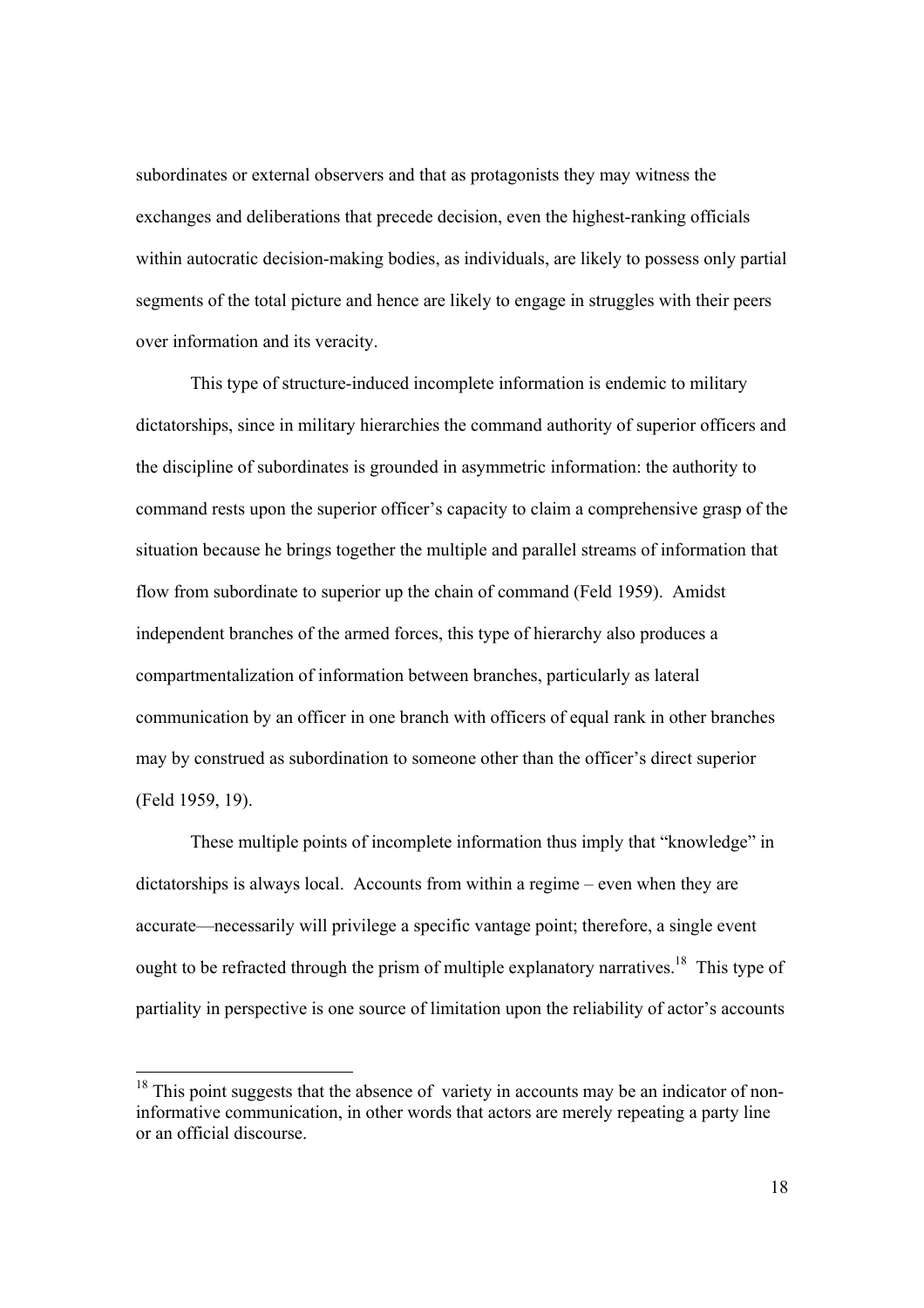subordinates or external observers and that as protagonists they may witness the exchanges and deliberations that precede decision, even the highest-ranking officials within autocratic decision-making bodies, as individuals, are likely to possess only partial segments of the total picture and hence are likely to engage in struggles with their peers over information and its veracity.

This type of structure-induced incomplete information is endemic to military dictatorships, since in military hierarchies the command authority of superior officers and the discipline of subordinates is grounded in asymmetric information: the authority to command rests upon the superior officer's capacity to claim a comprehensive grasp of the situation because he brings together the multiple and parallel streams of information that flow from subordinate to superior up the chain of command (Feld 1959). Amidst independent branches of the armed forces, this type of hierarchy also produces a compartmentalization of information between branches, particularly as lateral communication by an officer in one branch with officers of equal rank in other branches may by construed as subordination to someone other than the officer's direct superior (Feld 1959, 19).

These multiple points of incomplete information thus imply that "knowledge" in dictatorships is always local. Accounts from within a regime – even when they are accurate—necessarily will privilege a specific vantage point; therefore, a single event ought to be refracted through the prism of multiple explanatory narratives.[18] This type of partiality in perspective is one source of limitation upon the reliability of actor's accounts

[18] This point suggests that the absence of variety in accounts may be an indicator of non-informative communication, in other words that actors are merely repeating a party line or an official discourse.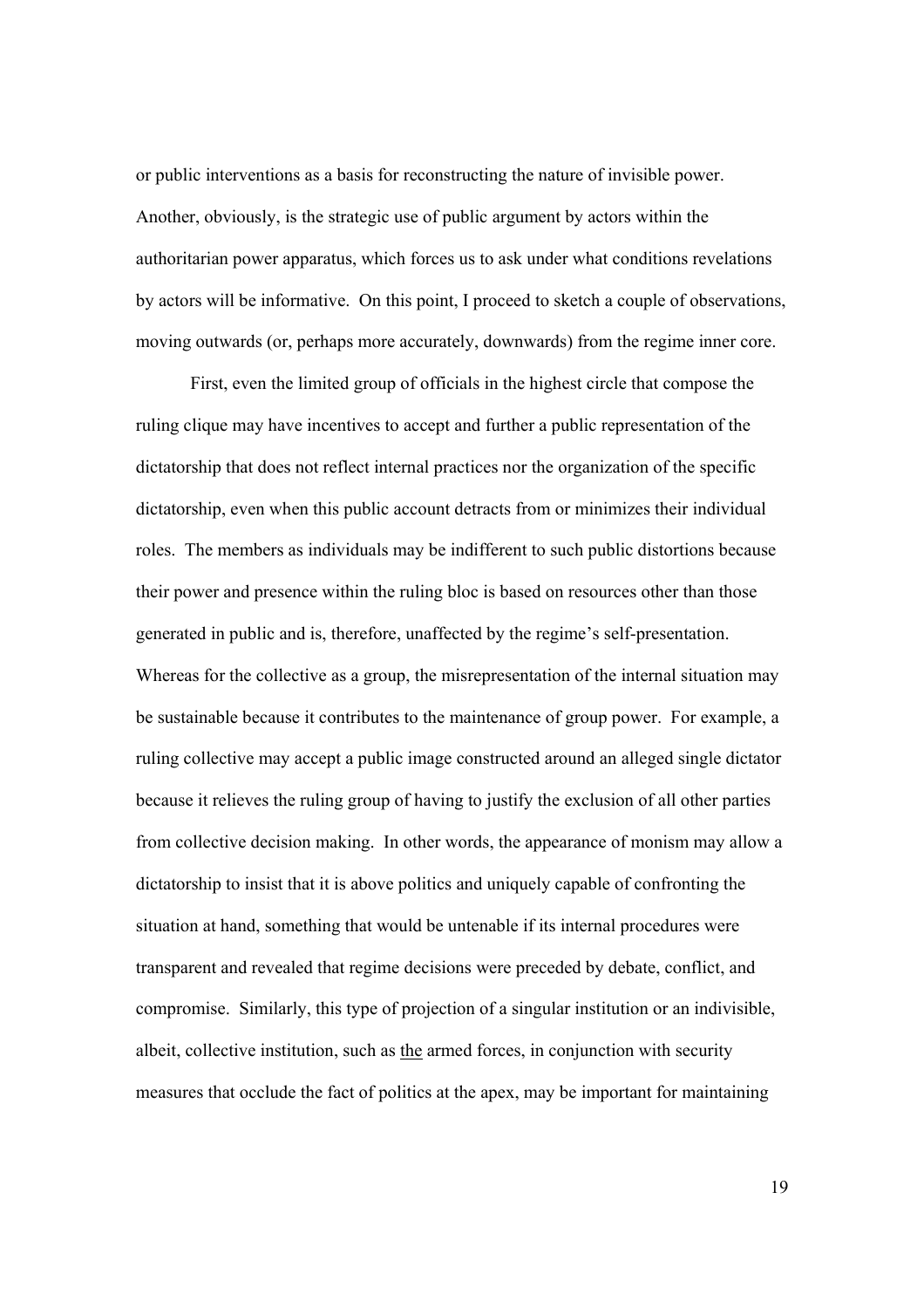or public interventions as a basis for reconstructing the nature of invisible power. Another, obviously, is the strategic use of public argument by actors within the authoritarian power apparatus, which forces us to ask under what conditions revelations by actors will be informative. On this point, I proceed to sketch a couple of observations, moving outwards (or, perhaps more accurately, downwards) from the regime inner core.

First, even the limited group of officials in the highest circle that compose the ruling clique may have incentives to accept and further a public representation of the dictatorship that does not reflect internal practices nor the organization of the specific dictatorship, even when this public account detracts from or minimizes their individual roles. The members as individuals may be indifferent to such public distortions because their power and presence within the ruling bloc is based on resources other than those generated in public and is, therefore, unaffected by the regime's self-presentation. Whereas for the collective as a group, the misrepresentation of the internal situation may be sustainable because it contributes to the maintenance of group power. For example, a ruling collective may accept a public image constructed around an alleged single dictator because it relieves the ruling group of having to justify the exclusion of all other parties from collective decision making. In other words, the appearance of monism may allow a dictatorship to insist that it is above politics and uniquely capable of confronting the situation at hand, something that would be untenable if its internal procedures were transparent and revealed that regime decisions were preceded by debate, conflict, and compromise. Similarly, this type of projection of a singular institution or an indivisible, albeit, collective institution, such as <u>the</u> armed forces, in conjunction with security measures that occlude the fact of politics at the apex, may be important for maintaining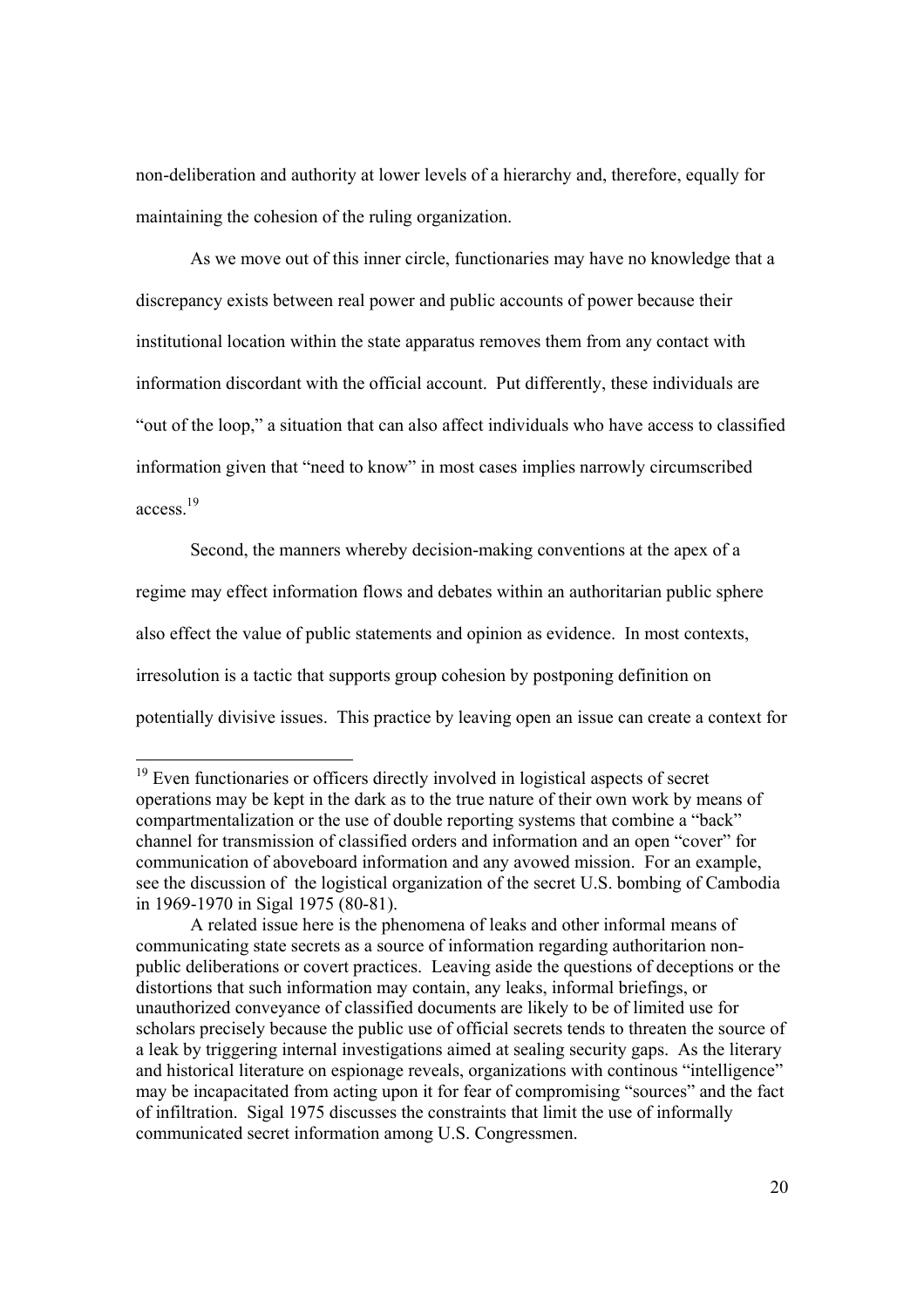non-deliberation and authority at lower levels of a hierarchy and, therefore, equally for maintaining the cohesion of the ruling organization.

As we move out of this inner circle, functionaries may have no knowledge that a discrepancy exists between real power and public accounts of power because their institutional location within the state apparatus removes them from any contact with information discordant with the official account. Put differently, these individuals are "out of the loop," a situation that can also affect individuals who have access to classified information given that "need to know" in most cases implies narrowly circumscribed access.[19]

Second, the manners whereby decision-making conventions at the apex of a regime may effect information flows and debates within an authoritarian public sphere also effect the value of public statements and opinion as evidence. In most contexts, irresolution is a tactic that supports group cohesion by postponing definition on potentially divisive issues. This practice by leaving open an issue can create a context for

---

[19] Even functionaries or officers directly involved in logistical aspects of secret operations may be kept in the dark as to the true nature of their own work by means of compartmentalization or the use of double reporting systems that combine a "back" channel for transmission of classified orders and information and an open "cover" for communication of aboveboard information and any avowed mission. For an example, see the discussion of the logistical organization of the secret U.S. bombing of Cambodia in 1969-1970 in Sigal 1975 (80-81).

A related issue here is the phenomena of leaks and other informal means of communicating state secrets as a source of information regarding authoritarion non-public deliberations or covert practices. Leaving aside the questions of deceptions or the distortions that such information may contain, any leaks, informal briefings, or unauthorized conveyance of classified documents are likely to be of limited use for scholars precisely because the public use of official secrets tends to threaten the source of a leak by triggering internal investigations aimed at sealing security gaps. As the literary and historical literature on espionage reveals, organizations with continous "intelligence" may be incapacitated from acting upon it for fear of compromising "sources" and the fact of infiltration. Sigal 1975 discusses the constraints that limit the use of informally communicated secret information among U.S. Congressmen.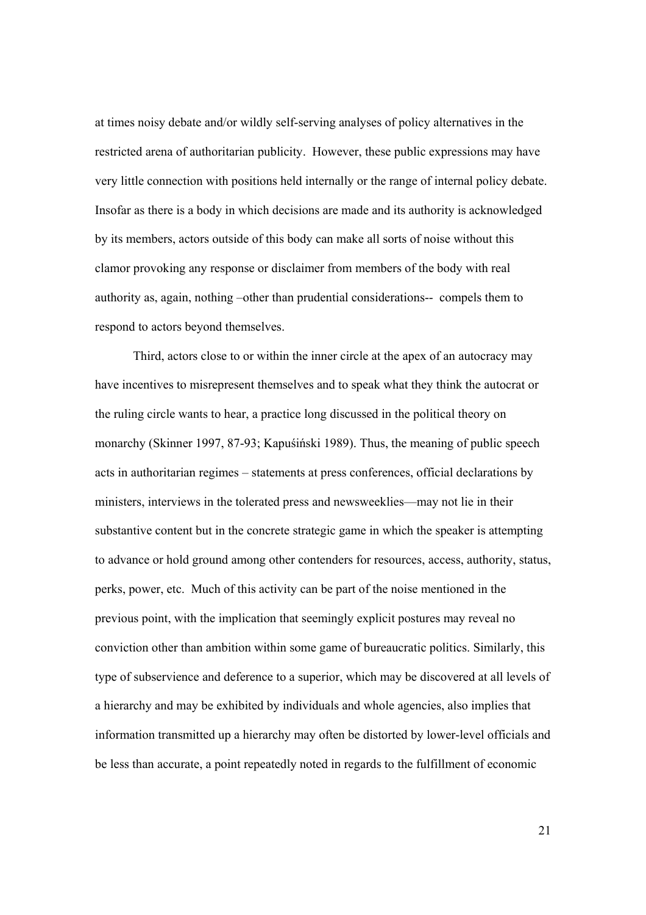at times noisy debate and/or wildly self-serving analyses of policy alternatives in the restricted arena of authoritarian publicity. However, these public expressions may have very little connection with positions held internally or the range of internal policy debate. Insofar as there is a body in which decisions are made and its authority is acknowledged by its members, actors outside of this body can make all sorts of noise without this clamor provoking any response or disclaimer from members of the body with real authority as, again, nothing –other than prudential considerations-- compels them to respond to actors beyond themselves.

Third, actors close to or within the inner circle at the apex of an autocracy may have incentives to misrepresent themselves and to speak what they think the autocrat or the ruling circle wants to hear, a practice long discussed in the political theory on monarchy (Skinner 1997, 87-93; Kapuściński 1989). Thus, the meaning of public speech acts in authoritarian regimes – statements at press conferences, official declarations by ministers, interviews in the tolerated press and newsweeklies—may not lie in their substantive content but in the concrete strategic game in which the speaker is attempting to advance or hold ground among other contenders for resources, access, authority, status, perks, power, etc. Much of this activity can be part of the noise mentioned in the previous point, with the implication that seemingly explicit postures may reveal no conviction other than ambition within some game of bureaucratic politics. Similarly, this type of subservience and deference to a superior, which may be discovered at all levels of a hierarchy and may be exhibited by individuals and whole agencies, also implies that information transmitted up a hierarchy may often be distorted by lower-level officials and be less than accurate, a point repeatedly noted in regards to the fulfillment of economic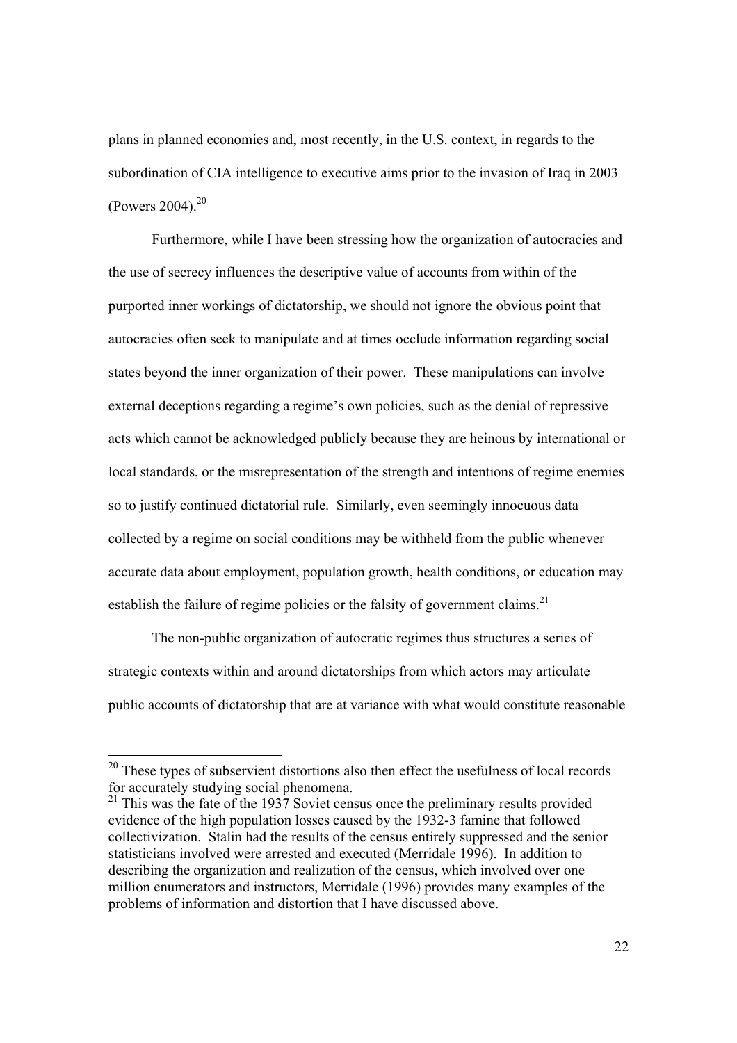plans in planned economies and, most recently, in the U.S. context, in regards to the subordination of CIA intelligence to executive aims prior to the invasion of Iraq in 2003 (Powers 2004).[20]

Furthermore, while I have been stressing how the organization of autocracies and the use of secrecy influences the descriptive value of accounts from within of the purported inner workings of dictatorship, we should not ignore the obvious point that autocracies often seek to manipulate and at times occlude information regarding social states beyond the inner organization of their power. These manipulations can involve external deceptions regarding a regime's own policies, such as the denial of repressive acts which cannot be acknowledged publicly because they are heinous by international or local standards, or the misrepresentation of the strength and intentions of regime enemies so to justify continued dictatorial rule. Similarly, even seemingly innocuous data collected by a regime on social conditions may be withheld from the public whenever accurate data about employment, population growth, health conditions, or education may establish the failure of regime policies or the falsity of government claims.[21]

The non-public organization of autocratic regimes thus structures a series of strategic contexts within and around dictatorships from which actors may articulate public accounts of dictatorship that are at variance with what would constitute reasonable

---

[20] These types of subservient distortions also then effect the usefulness of local records for accurately studying social phenomena.

[21] This was the fate of the 1937 Soviet census once the preliminary results provided evidence of the high population losses caused by the 1932-3 famine that followed collectivization. Stalin had the results of the census entirely suppressed and the senior statisticians involved were arrested and executed (Merridale 1996). In addition to describing the organization and realization of the census, which involved over one million enumerators and instructors, Merridale (1996) provides many examples of the problems of information and distortion that I have discussed above.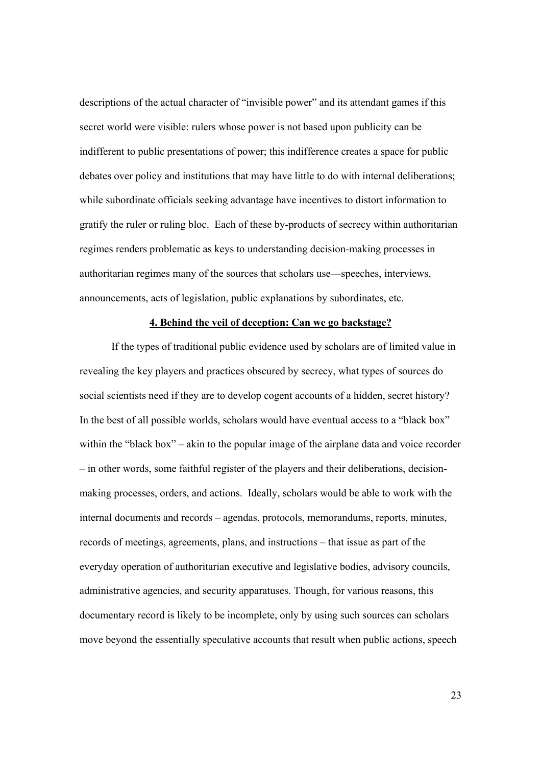descriptions of the actual character of "invisible power" and its attendant games if this secret world were visible: rulers whose power is not based upon publicity can be indifferent to public presentations of power; this indifference creates a space for public debates over policy and institutions that may have little to do with internal deliberations; while subordinate officials seeking advantage have incentives to distort information to gratify the ruler or ruling bloc. Each of these by-products of secrecy within authoritarian regimes renders problematic as keys to understanding decision-making processes in authoritarian regimes many of the sources that scholars use—speeches, interviews, announcements, acts of legislation, public explanations by subordinates, etc.

## 4. Behind the veil of deception: Can we go backstage?

If the types of traditional public evidence used by scholars are of limited value in revealing the key players and practices obscured by secrecy, what types of sources do social scientists need if they are to develop cogent accounts of a hidden, secret history? In the best of all possible worlds, scholars would have eventual access to a "black box" within the "black box" – akin to the popular image of the airplane data and voice recorder – in other words, some faithful register of the players and their deliberations, decision-making processes, orders, and actions. Ideally, scholars would be able to work with the internal documents and records – agendas, protocols, memorandums, reports, minutes, records of meetings, agreements, plans, and instructions – that issue as part of the everyday operation of authoritarian executive and legislative bodies, advisory councils, administrative agencies, and security apparatuses. Though, for various reasons, this documentary record is likely to be incomplete, only by using such sources can scholars move beyond the essentially speculative accounts that result when public actions, speech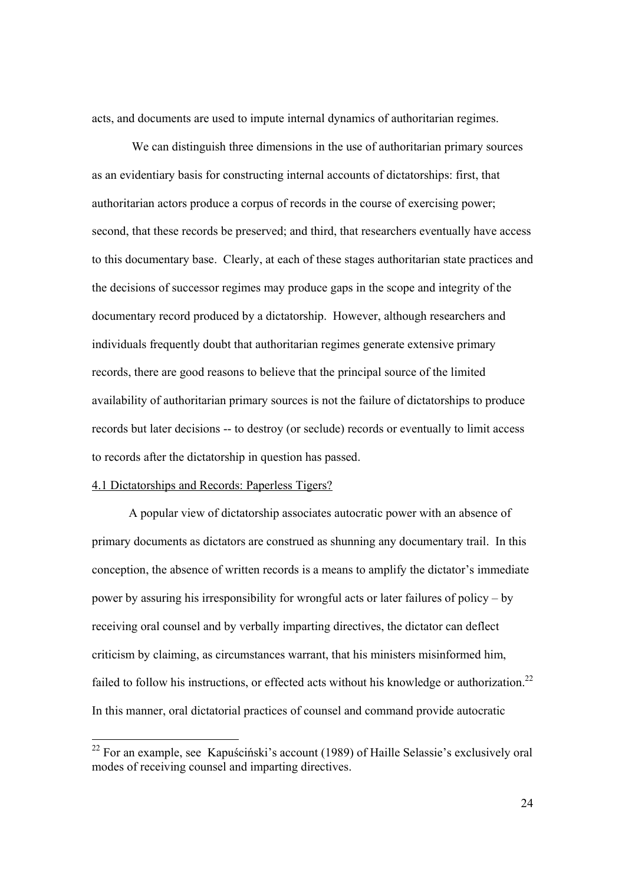acts, and documents are used to impute internal dynamics of authoritarian regimes.

We can distinguish three dimensions in the use of authoritarian primary sources as an evidentiary basis for constructing internal accounts of dictatorships: first, that authoritarian actors produce a corpus of records in the course of exercising power; second, that these records be preserved; and third, that researchers eventually have access to this documentary base. Clearly, at each of these stages authoritarian state practices and the decisions of successor regimes may produce gaps in the scope and integrity of the documentary record produced by a dictatorship. However, although researchers and individuals frequently doubt that authoritarian regimes generate extensive primary records, there are good reasons to believe that the principal source of the limited availability of authoritarian primary sources is not the failure of dictatorships to produce records but later decisions -- to destroy (or seclude) records or eventually to limit access to records after the dictatorship in question has passed.

### 4.1 Dictatorships and Records: Paperless Tigers?

A popular view of dictatorship associates autocratic power with an absence of primary documents as dictators are construed as shunning any documentary trail. In this conception, the absence of written records is a means to amplify the dictator's immediate power by assuring his irresponsibility for wrongful acts or later failures of policy – by receiving oral counsel and by verbally imparting directives, the dictator can deflect criticism by claiming, as circumstances warrant, that his ministers misinformed him, failed to follow his instructions, or effected acts without his knowledge or authorization.[22] In this manner, oral dictatorial practices of counsel and command provide autocratic

[22] For an example, see Kapuściński's account (1989) of Haille Selassie's exclusively oral modes of receiving counsel and imparting directives.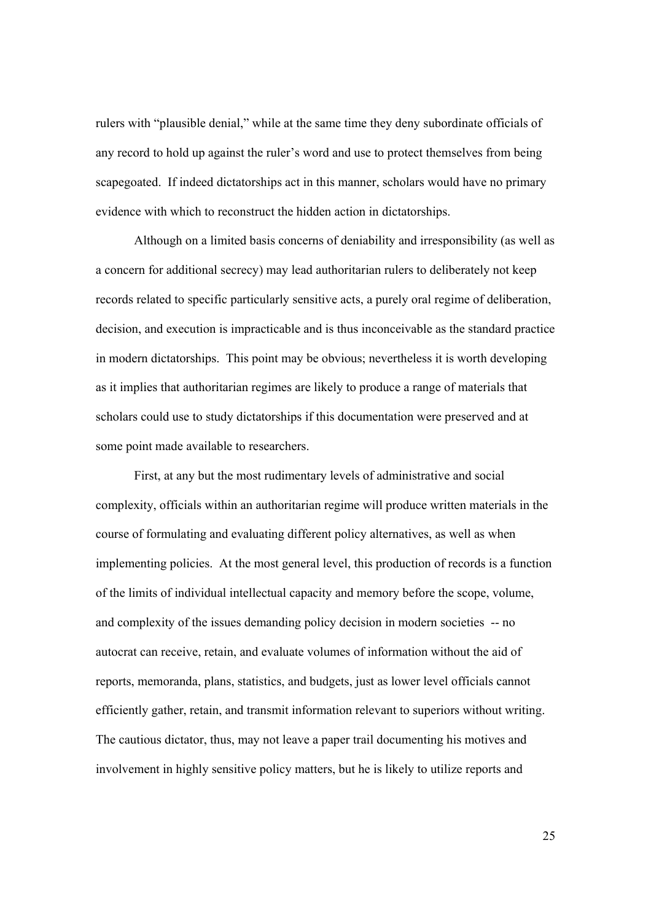rulers with "plausible denial," while at the same time they deny subordinate officials of any record to hold up against the ruler's word and use to protect themselves from being scapegoated. If indeed dictatorships act in this manner, scholars would have no primary evidence with which to reconstruct the hidden action in dictatorships.

Although on a limited basis concerns of deniability and irresponsibility (as well as a concern for additional secrecy) may lead authoritarian rulers to deliberately not keep records related to specific particularly sensitive acts, a purely oral regime of deliberation, decision, and execution is impracticable and is thus inconceivable as the standard practice in modern dictatorships. This point may be obvious; nevertheless it is worth developing as it implies that authoritarian regimes are likely to produce a range of materials that scholars could use to study dictatorships if this documentation were preserved and at some point made available to researchers.

First, at any but the most rudimentary levels of administrative and social complexity, officials within an authoritarian regime will produce written materials in the course of formulating and evaluating different policy alternatives, as well as when implementing policies. At the most general level, this production of records is a function of the limits of individual intellectual capacity and memory before the scope, volume, and complexity of the issues demanding policy decision in modern societies -- no autocrat can receive, retain, and evaluate volumes of information without the aid of reports, memoranda, plans, statistics, and budgets, just as lower level officials cannot efficiently gather, retain, and transmit information relevant to superiors without writing. The cautious dictator, thus, may not leave a paper trail documenting his motives and involvement in highly sensitive policy matters, but he is likely to utilize reports and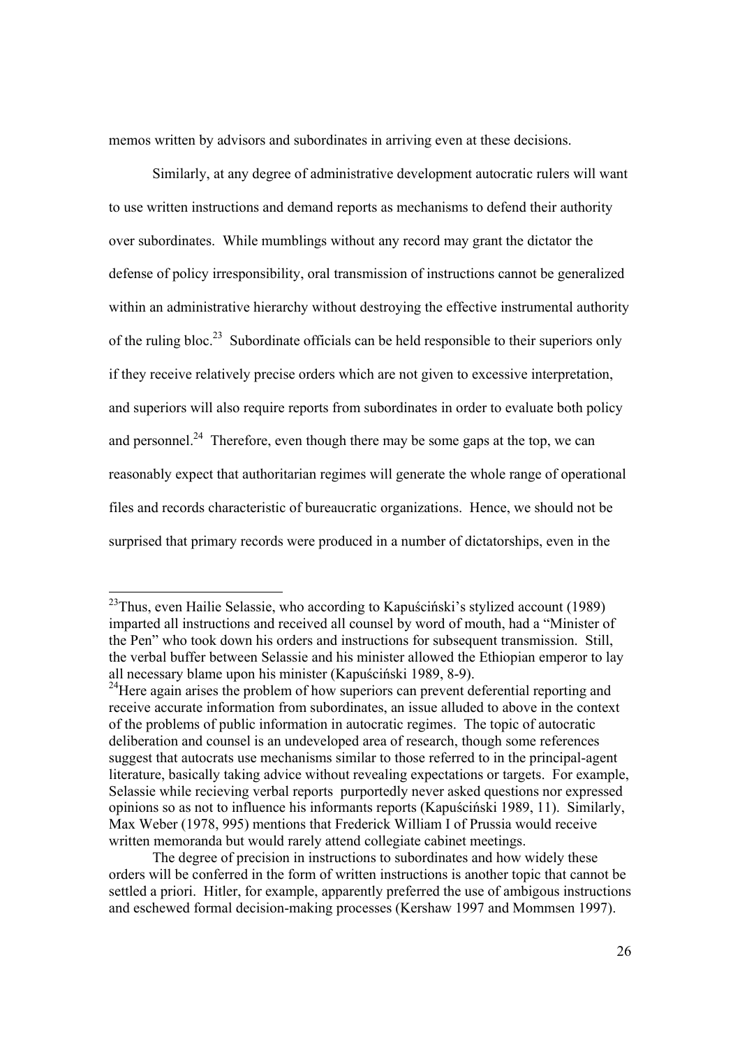memos written by advisors and subordinates in arriving even at these decisions.

Similarly, at any degree of administrative development autocratic rulers will want to use written instructions and demand reports as mechanisms to defend their authority over subordinates. While mumblings without any record may grant the dictator the defense of policy irresponsibility, oral transmission of instructions cannot be generalized within an administrative hierarchy without destroying the effective instrumental authority of the ruling bloc.[23] Subordinate officials can be held responsible to their superiors only if they receive relatively precise orders which are not given to excessive interpretation, and superiors will also require reports from subordinates in order to evaluate both policy and personnel.[24] Therefore, even though there may be some gaps at the top, we can reasonably expect that authoritarian regimes will generate the whole range of operational files and records characteristic of bureaucratic organizations. Hence, we should not be surprised that primary records were produced in a number of dictatorships, even in the

---

[23]Thus, even Hailie Selassie, who according to Kapuściński's stylized account (1989) imparted all instructions and received all counsel by word of mouth, had a "Minister of the Pen" who took down his orders and instructions for subsequent transmission. Still, the verbal buffer between Selassie and his minister allowed the Ethiopian emperor to lay all necessary blame upon his minister (Kapuściński 1989, 8-9).

[24]Here again arises the problem of how superiors can prevent deferential reporting and receive accurate information from subordinates, an issue alluded to above in the context of the problems of public information in autocratic regimes. The topic of autocratic deliberation and counsel is an undeveloped area of research, though some references suggest that autocrats use mechanisms similar to those referred to in the principal-agent literature, basically taking advice without revealing expectations or targets. For example, Selassie while recieving verbal reports purportedly never asked questions nor expressed opinions so as not to influence his informants reports (Kapuściński 1989, 11). Similarly, Max Weber (1978, 995) mentions that Frederick William I of Prussia would receive written memoranda but would rarely attend collegiate cabinet meetings.

The degree of precision in instructions to subordinates and how widely these orders will be conferred in the form of written instructions is another topic that cannot be settled a priori. Hitler, for example, apparently preferred the use of ambigous instructions and eschewed formal decision-making processes (Kershaw 1997 and Mommsen 1997).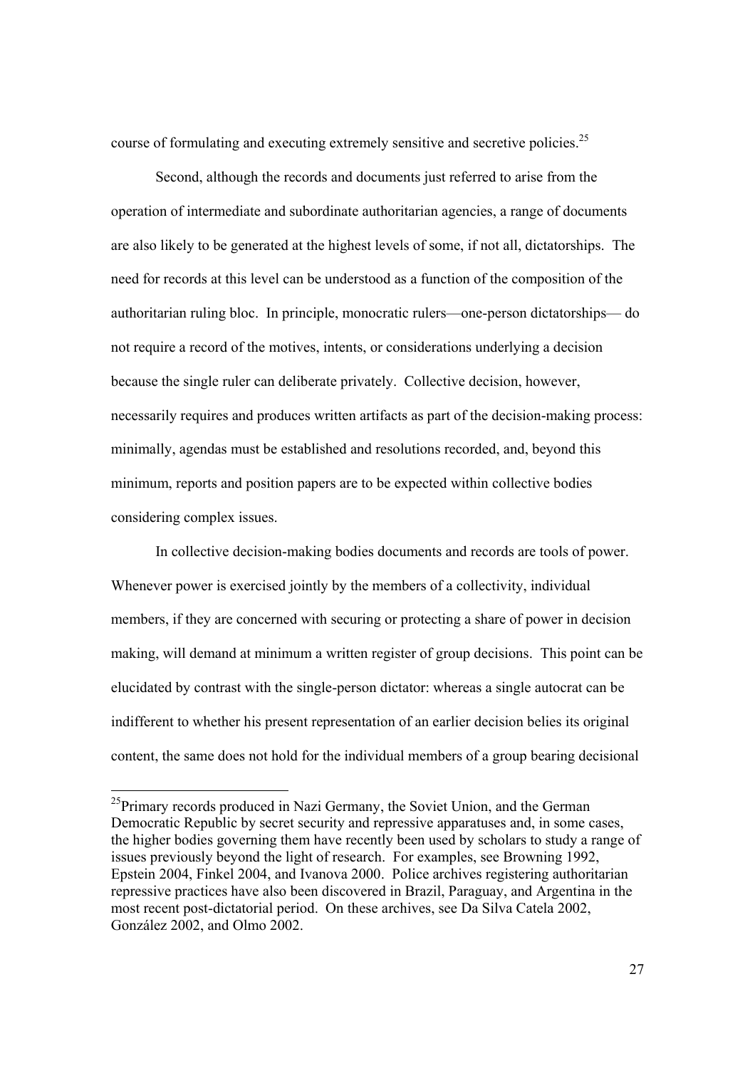course of formulating and executing extremely sensitive and secretive policies.[25]

Second, although the records and documents just referred to arise from the operation of intermediate and subordinate authoritarian agencies, a range of documents are also likely to be generated at the highest levels of some, if not all, dictatorships. The need for records at this level can be understood as a function of the composition of the authoritarian ruling bloc. In principle, monocratic rulers—one-person dictatorships— do not require a record of the motives, intents, or considerations underlying a decision because the single ruler can deliberate privately. Collective decision, however, necessarily requires and produces written artifacts as part of the decision-making process: minimally, agendas must be established and resolutions recorded, and, beyond this minimum, reports and position papers are to be expected within collective bodies considering complex issues.

In collective decision-making bodies documents and records are tools of power. Whenever power is exercised jointly by the members of a collectivity, individual members, if they are concerned with securing or protecting a share of power in decision making, will demand at minimum a written register of group decisions. This point can be elucidated by contrast with the single-person dictator: whereas a single autocrat can be indifferent to whether his present representation of an earlier decision belies its original content, the same does not hold for the individual members of a group bearing decisional

[25] Primary records produced in Nazi Germany, the Soviet Union, and the German Democratic Republic by secret security and repressive apparatuses and, in some cases, the higher bodies governing them have recently been used by scholars to study a range of issues previously beyond the light of research. For examples, see Browning 1992, Epstein 2004, Finkel 2004, and Ivanova 2000. Police archives registering authoritarian repressive practices have also been discovered in Brazil, Paraguay, and Argentina in the most recent post-dictatorial period. On these archives, see Da Silva Catela 2002, González 2002, and Olmo 2002.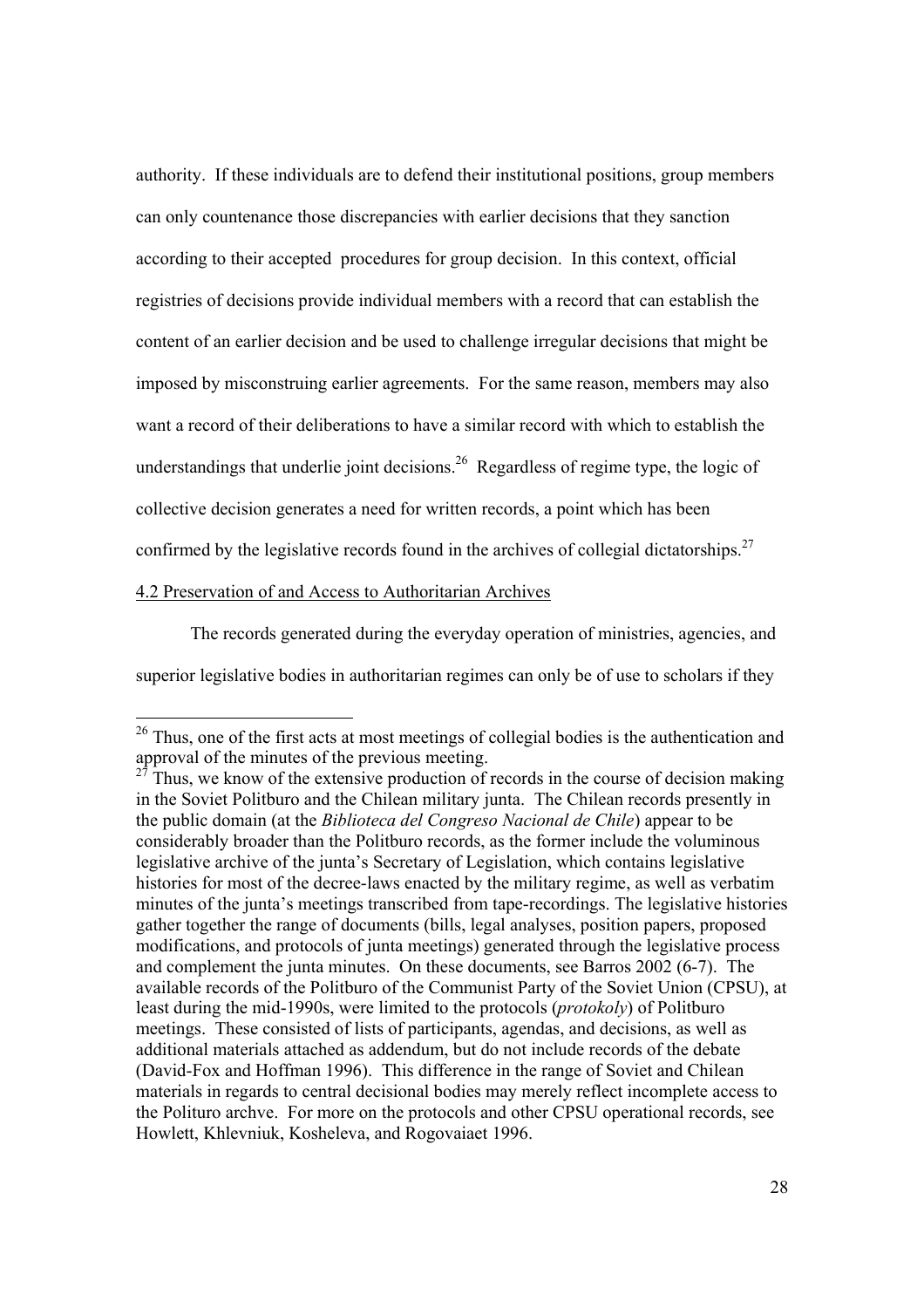authority. If these individuals are to defend their institutional positions, group members can only countenance those discrepancies with earlier decisions that they sanction according to their accepted procedures for group decision. In this context, official registries of decisions provide individual members with a record that can establish the content of an earlier decision and be used to challenge irregular decisions that might be imposed by misconstruing earlier agreements. For the same reason, members may also want a record of their deliberations to have a similar record with which to establish the understandings that underlie joint decisions.[26] Regardless of regime type, the logic of collective decision generates a need for written records, a point which has been confirmed by the legislative records found in the archives of collegial dictatorships.[27]

4.2 Preservation of and Access to Authoritarian Archives

The records generated during the everyday operation of ministries, agencies, and superior legislative bodies in authoritarian regimes can only be of use to scholars if they

---

[26] Thus, one of the first acts at most meetings of collegial bodies is the authentication and approval of the minutes of the previous meeting.

[27] Thus, we know of the extensive production of records in the course of decision making in the Soviet Politburo and the Chilean military junta. The Chilean records presently in the public domain (at the *Biblioteca del Congreso Nacional de Chile*) appear to be considerably broader than the Politburo records, as the former include the voluminous legislative archive of the junta's Secretary of Legislation, which contains legislative histories for most of the decree-laws enacted by the military regime, as well as verbatim minutes of the junta's meetings transcribed from tape-recordings. The legislative histories gather together the range of documents (bills, legal analyses, position papers, proposed modifications, and protocols of junta meetings) generated through the legislative process and complement the junta minutes. On these documents, see Barros 2002 (6-7). The available records of the Politburo of the Communist Party of the Soviet Union (CPSU), at least during the mid-1990s, were limited to the protocols (*protokoly*) of Politburo meetings. These consisted of lists of participants, agendas, and decisions, as well as additional materials attached as addendum, but do not include records of the debate (David-Fox and Hoffman 1996). This difference in the range of Soviet and Chilean materials in regards to central decisional bodies may merely reflect incomplete access to the Polituro archve. For more on the protocols and other CPSU operational records, see Howlett, Khlevniuk, Kosheleva, and Rogovaiaet 1996.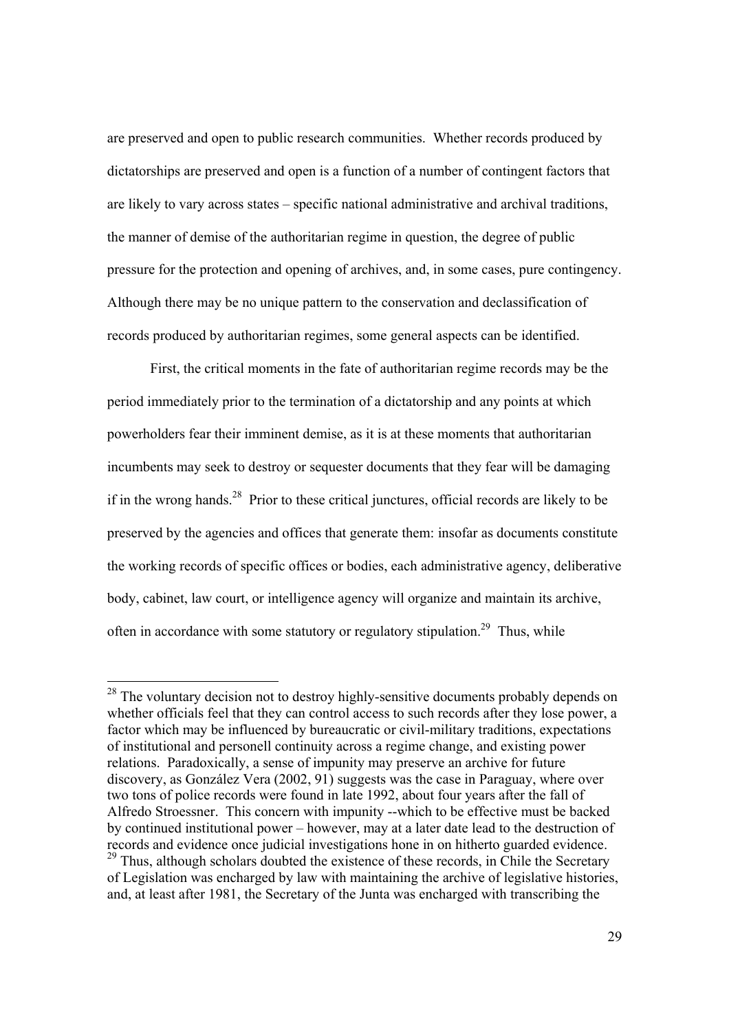are preserved and open to public research communities. Whether records produced by dictatorships are preserved and open is a function of a number of contingent factors that are likely to vary across states – specific national administrative and archival traditions, the manner of demise of the authoritarian regime in question, the degree of public pressure for the protection and opening of archives, and, in some cases, pure contingency. Although there may be no unique pattern to the conservation and declassification of records produced by authoritarian regimes, some general aspects can be identified.

First, the critical moments in the fate of authoritarian regime records may be the period immediately prior to the termination of a dictatorship and any points at which powerholders fear their imminent demise, as it is at these moments that authoritarian incumbents may seek to destroy or sequester documents that they fear will be damaging if in the wrong hands.[28] Prior to these critical junctures, official records are likely to be preserved by the agencies and offices that generate them: insofar as documents constitute the working records of specific offices or bodies, each administrative agency, deliberative body, cabinet, law court, or intelligence agency will organize and maintain its archive, often in accordance with some statutory or regulatory stipulation.[29] Thus, while

---

[28] The voluntary decision not to destroy highly-sensitive documents probably depends on whether officials feel that they can control access to such records after they lose power, a factor which may be influenced by bureaucratic or civil-military traditions, expectations of institutional and personell continuity across a regime change, and existing power relations. Paradoxically, a sense of impunity may preserve an archive for future discovery, as González Vera (2002, 91) suggests was the case in Paraguay, where over two tons of police records were found in late 1992, about four years after the fall of Alfredo Stroessner. This concern with impunity --which to be effective must be backed by continued institutional power – however, may at a later date lead to the destruction of records and evidence once judicial investigations hone in on hitherto guarded evidence.

[29] Thus, although scholars doubted the existence of these records, in Chile the Secretary of Legislation was encharged by law with maintaining the archive of legislative histories, and, at least after 1981, the Secretary of the Junta was encharged with transcribing the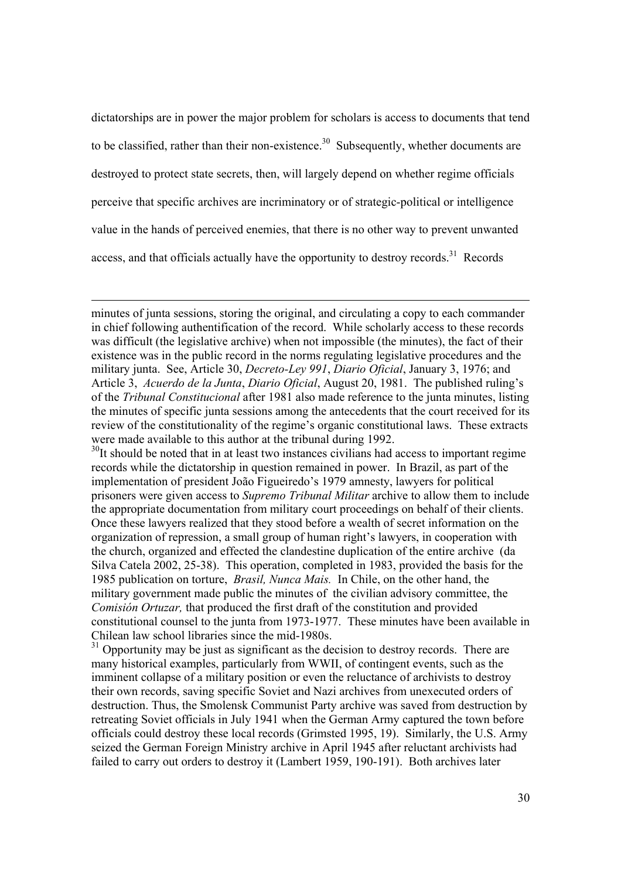dictatorships are in power the major problem for scholars is access to documents that tend to be classified, rather than their non-existence.[30] Subsequently, whether documents are destroyed to protect state secrets, then, will largely depend on whether regime officials perceive that specific archives are incriminatory or of strategic-political or intelligence value in the hands of perceived enemies, that there is no other way to prevent unwanted access, and that officials actually have the opportunity to destroy records.[31] Records

---

minutes of junta sessions, storing the original, and circulating a copy to each commander in chief following authentification of the record. While scholarly access to these records was difficult (the legislative archive) when not impossible (the minutes), the fact of their existence was in the public record in the norms regulating legislative procedures and the military junta. See, Article 30, *Decreto-Ley 991*, *Diario Oficial*, January 3, 1976; and Article 3, *Acuerdo de la Junta*, *Diario Oficial*, August 20, 1981. The published ruling's of the *Tribunal Constitucional* after 1981 also made reference to the junta minutes, listing the minutes of specific junta sessions among the antecedents that the court received for its review of the constitutionality of the regime's organic constitutional laws. These extracts were made available to this author at the tribunal during 1992.

[30] It should be noted that in at least two instances civilians had access to important regime records while the dictatorship in question remained in power. In Brazil, as part of the implementation of president João Figueiredo's 1979 amnesty, lawyers for political prisoners were given access to *Supremo Tribunal Militar* archive to allow them to include the appropriate documentation from military court proceedings on behalf of their clients. Once these lawyers realized that they stood before a wealth of secret information on the organization of repression, a small group of human right's lawyers, in cooperation with the church, organized and effected the clandestine duplication of the entire archive (da Silva Catela 2002, 25-38). This operation, completed in 1983, provided the basis for the 1985 publication on torture, *Brasil, Nunca Mais.* In Chile, on the other hand, the military government made public the minutes of the civilian advisory committee, the *Comisión Ortuzar,* that produced the first draft of the constitution and provided constitutional counsel to the junta from 1973-1977. These minutes have been available in Chilean law school libraries since the mid-1980s.

[31] Opportunity may be just as significant as the decision to destroy records. There are many historical examples, particularly from WWII, of contingent events, such as the imminent collapse of a military position or even the reluctance of archivists to destroy their own records, saving specific Soviet and Nazi archives from unexecuted orders of destruction. Thus, the Smolensk Communist Party archive was saved from destruction by retreating Soviet officials in July 1941 when the German Army captured the town before officials could destroy these local records (Grimsted 1995, 19). Similarly, the U.S. Army seized the German Foreign Ministry archive in April 1945 after reluctant archivists had failed to carry out orders to destroy it (Lambert 1959, 190-191). Both archives later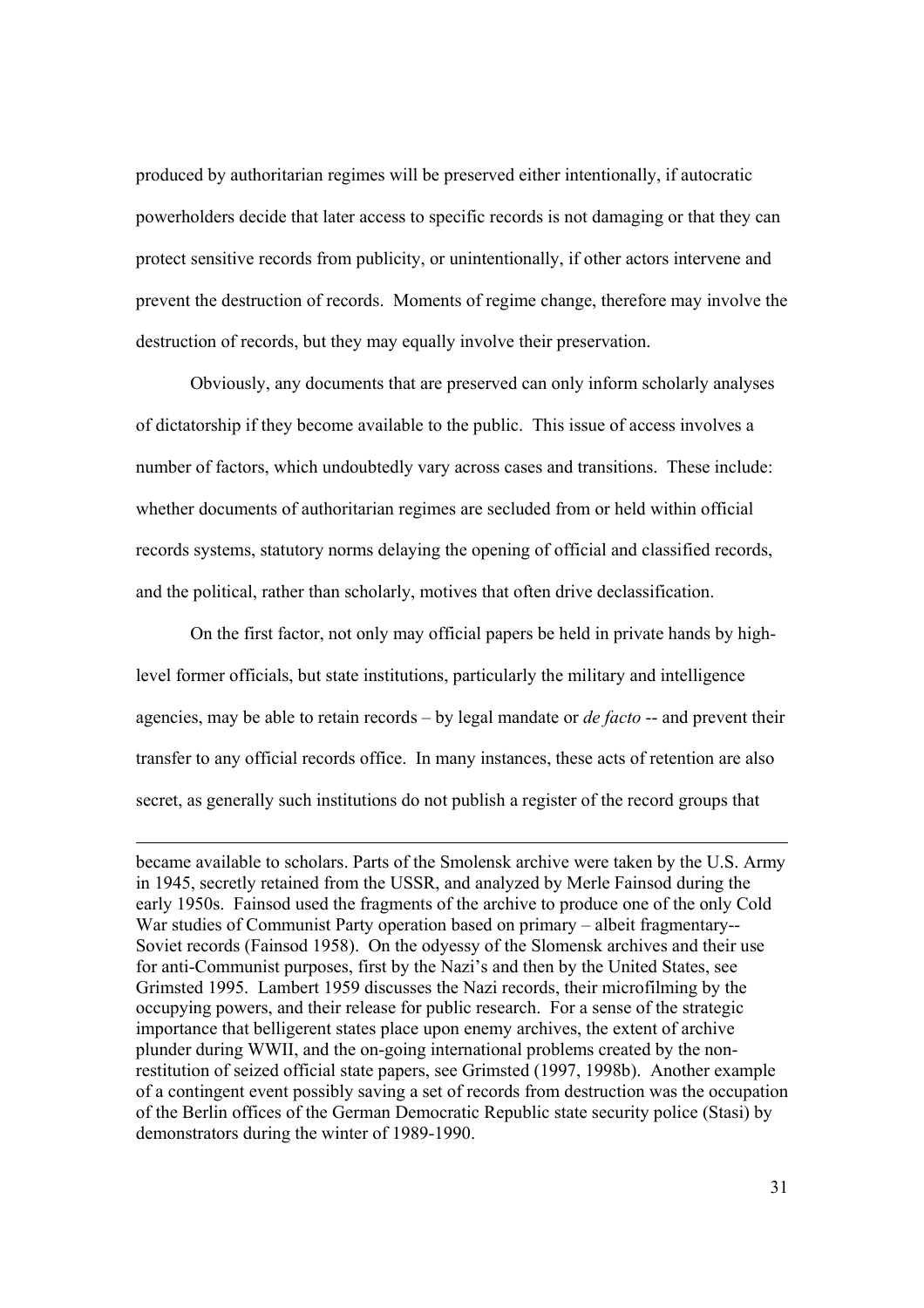produced by authoritarian regimes will be preserved either intentionally, if autocratic powerholders decide that later access to specific records is not damaging or that they can protect sensitive records from publicity, or unintentionally, if other actors intervene and prevent the destruction of records. Moments of regime change, therefore may involve the destruction of records, but they may equally involve their preservation.

Obviously, any documents that are preserved can only inform scholarly analyses of dictatorship if they become available to the public. This issue of access involves a number of factors, which undoubtedly vary across cases and transitions. These include: whether documents of authoritarian regimes are secluded from or held within official records systems, statutory norms delaying the opening of official and classified records, and the political, rather than scholarly, motives that often drive declassification.

On the first factor, not only may official papers be held in private hands by high-level former officials, but state institutions, particularly the military and intelligence agencies, may be able to retain records – by legal mandate or *de facto* -- and prevent their transfer to any official records office. In many instances, these acts of retention are also secret, as generally such institutions do not publish a register of the record groups that

---

became available to scholars. Parts of the Smolensk archive were taken by the U.S. Army in 1945, secretly retained from the USSR, and analyzed by Merle Fainsod during the early 1950s. Fainsod used the fragments of the archive to produce one of the only Cold War studies of Communist Party operation based on primary – albeit fragmentary-- Soviet records (Fainsod 1958). On the odyessy of the Slomensk archives and their use for anti-Communist purposes, first by the Nazi's and then by the United States, see Grimsted 1995. Lambert 1959 discusses the Nazi records, their microfilming by the occupying powers, and their release for public research. For a sense of the strategic importance that belligerent states place upon enemy archives, the extent of archive plunder during WWII, and the on-going international problems created by the non-restitution of seized official state papers, see Grimsted (1997, 1998b). Another example of a contingent event possibly saving a set of records from destruction was the occupation of the Berlin offices of the German Democratic Republic state security police (Stasi) by demonstrators during the winter of 1989-1990.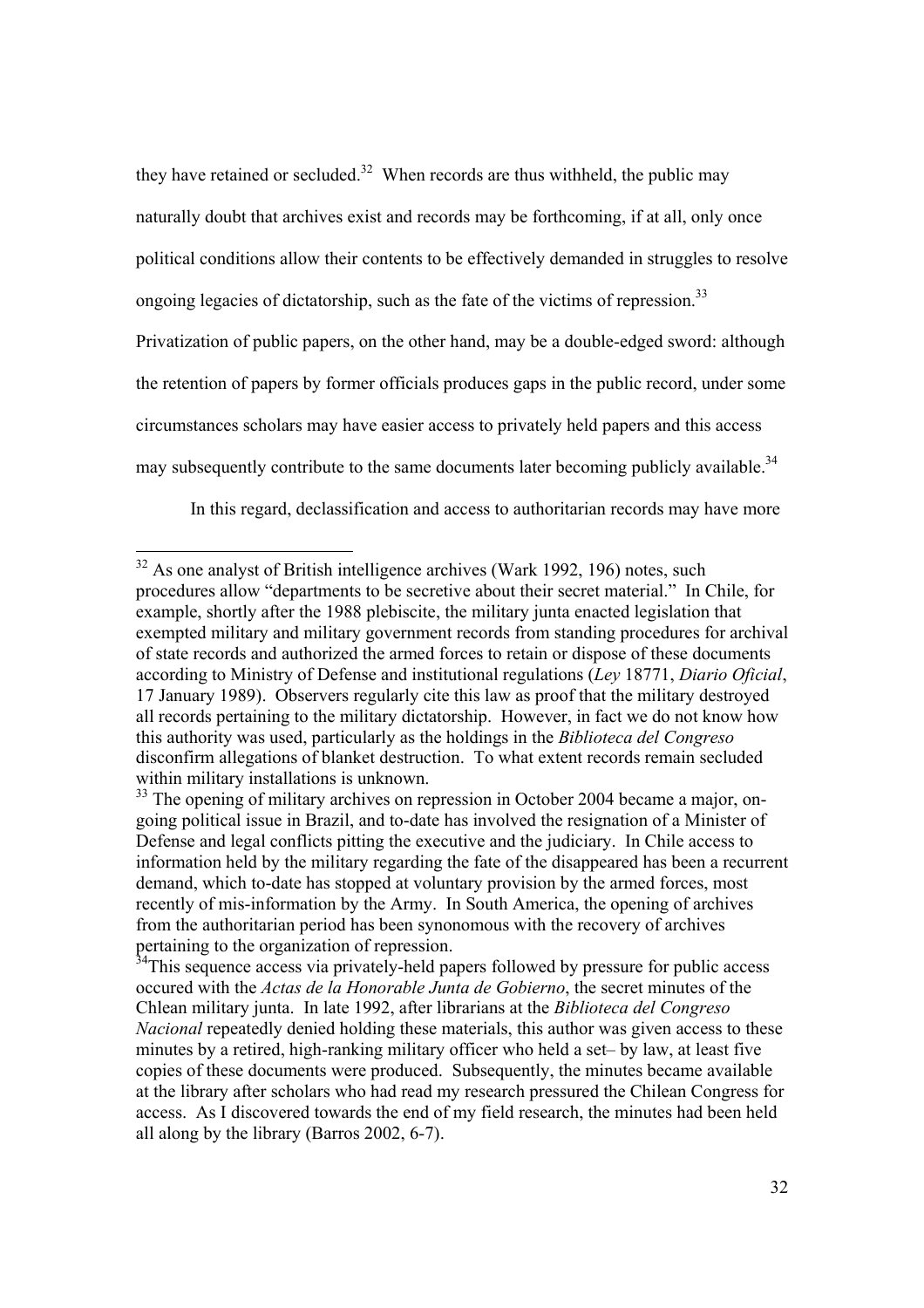they have retained or secluded.[32] When records are thus withheld, the public may naturally doubt that archives exist and records may be forthcoming, if at all, only once political conditions allow their contents to be effectively demanded in struggles to resolve ongoing legacies of dictatorship, such as the fate of the victims of repression.[33] Privatization of public papers, on the other hand, may be a double-edged sword: although the retention of papers by former officials produces gaps in the public record, under some circumstances scholars may have easier access to privately held papers and this access may subsequently contribute to the same documents later becoming publicly available.[34]

In this regard, declassification and access to authoritarian records may have more

---

[32] As one analyst of British intelligence archives (Wark 1992, 196) notes, such procedures allow "departments to be secretive about their secret material." In Chile, for example, shortly after the 1988 plebiscite, the military junta enacted legislation that exempted military and military government records from standing procedures for archival of state records and authorized the armed forces to retain or dispose of these documents according to Ministry of Defense and institutional regulations (*Ley* 18771, *Diario Oficial*, 17 January 1989). Observers regularly cite this law as proof that the military destroyed all records pertaining to the military dictatorship. However, in fact we do not know how this authority was used, particularly as the holdings in the *Biblioteca del Congreso* disconfirm allegations of blanket destruction. To what extent records remain secluded within military installations is unknown.

[33] The opening of military archives on repression in October 2004 became a major, on-going political issue in Brazil, and to-date has involved the resignation of a Minister of Defense and legal conflicts pitting the executive and the judiciary. In Chile access to information held by the military regarding the fate of the disappeared has been a recurrent demand, which to-date has stopped at voluntary provision by the armed forces, most recently of mis-information by the Army. In South America, the opening of archives from the authoritarian period has been synonomous with the recovery of archives pertaining to the organization of repression.

[34] This sequence access via privately-held papers followed by pressure for public access occured with the *Actas de la Honorable Junta de Gobierno*, the secret minutes of the Chlean military junta. In late 1992, after librarians at the *Biblioteca del Congreso Nacional* repeatedly denied holding these materials, this author was given access to these minutes by a retired, high-ranking military officer who held a set– by law, at least five copies of these documents were produced. Subsequently, the minutes became available at the library after scholars who had read my research pressured the Chilean Congress for access. As I discovered towards the end of my field research, the minutes had been held all along by the library (Barros 2002, 6-7).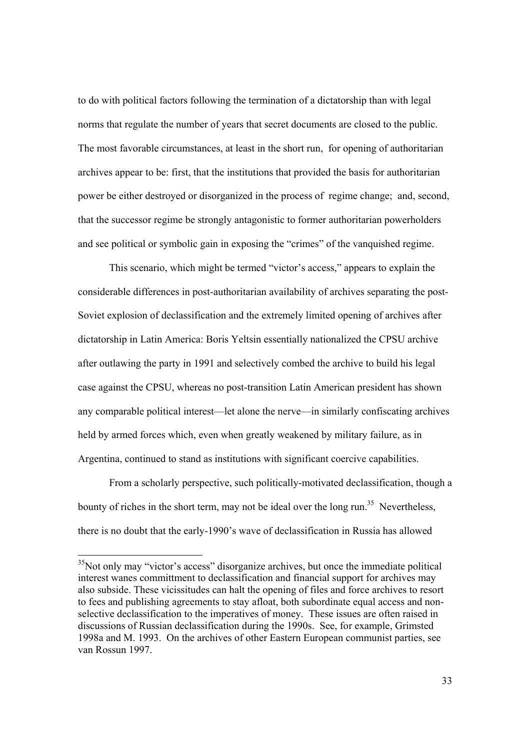to do with political factors following the termination of a dictatorship than with legal norms that regulate the number of years that secret documents are closed to the public. The most favorable circumstances, at least in the short run, for opening of authoritarian archives appear to be: first, that the institutions that provided the basis for authoritarian power be either destroyed or disorganized in the process of regime change; and, second, that the successor regime be strongly antagonistic to former authoritarian powerholders and see political or symbolic gain in exposing the "crimes" of the vanquished regime.

This scenario, which might be termed "victor's access," appears to explain the considerable differences in post-authoritarian availability of archives separating the post-Soviet explosion of declassification and the extremely limited opening of archives after dictatorship in Latin America: Boris Yeltsin essentially nationalized the CPSU archive after outlawing the party in 1991 and selectively combed the archive to build his legal case against the CPSU, whereas no post-transition Latin American president has shown any comparable political interest—let alone the nerve—in similarly confiscating archives held by armed forces which, even when greatly weakened by military failure, as in Argentina, continued to stand as institutions with significant coercive capabilities.

From a scholarly perspective, such politically-motivated declassification, though a bounty of riches in the short term, may not be ideal over the long run.[35] Nevertheless, there is no doubt that the early-1990's wave of declassification in Russia has allowed

---

[35]Not only may "victor's access" disorganize archives, but once the immediate political interest wanes committment to declassification and financial support for archives may also subside. These vicissitudes can halt the opening of files and force archives to resort to fees and publishing agreements to stay afloat, both subordinate equal access and non-selective declassification to the imperatives of money. These issues are often raised in discussions of Russian declassification during the 1990s. See, for example, Grimsted 1998a and M. 1993. On the archives of other Eastern European communist parties, see van Rossun 1997.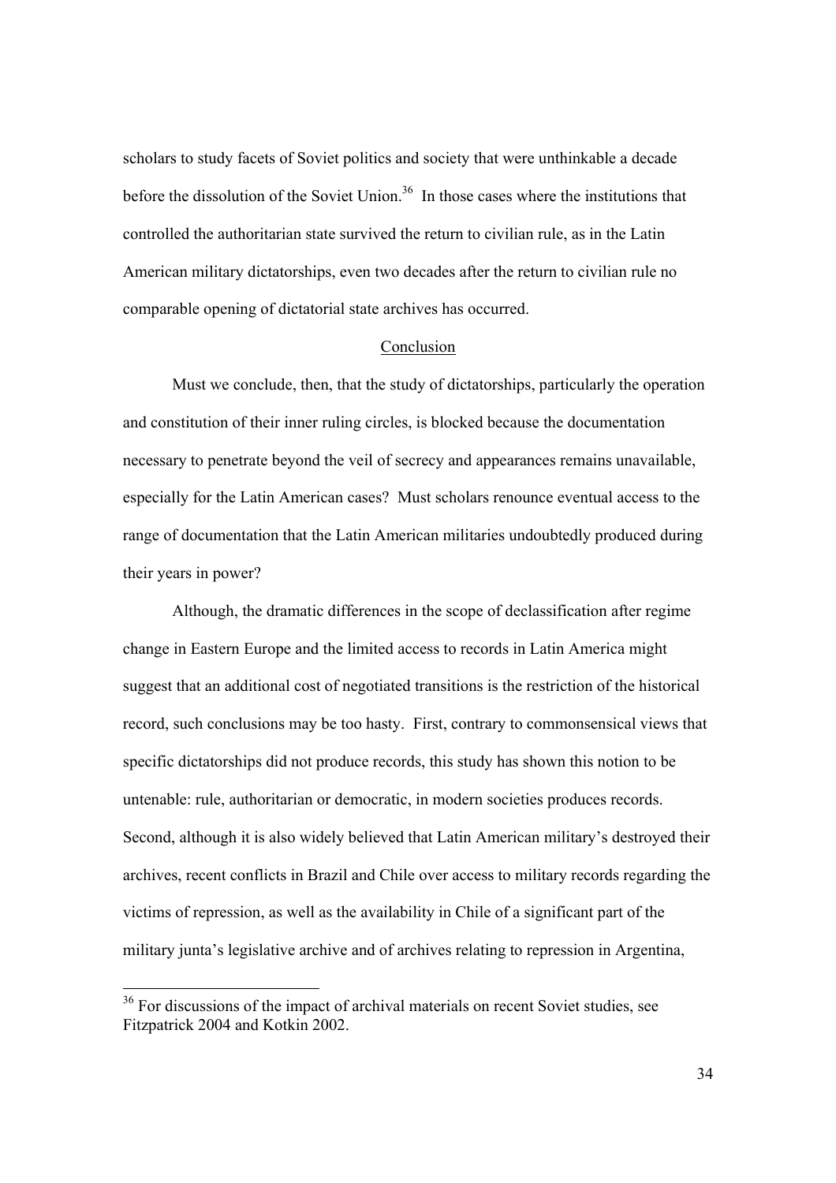scholars to study facets of Soviet politics and society that were unthinkable a decade before the dissolution of the Soviet Union.[36] In those cases where the institutions that controlled the authoritarian state survived the return to civilian rule, as in the Latin American military dictatorships, even two decades after the return to civilian rule no comparable opening of dictatorial state archives has occurred.

## Conclusion

Must we conclude, then, that the study of dictatorships, particularly the operation and constitution of their inner ruling circles, is blocked because the documentation necessary to penetrate beyond the veil of secrecy and appearances remains unavailable, especially for the Latin American cases? Must scholars renounce eventual access to the range of documentation that the Latin American militaries undoubtedly produced during their years in power?

Although, the dramatic differences in the scope of declassification after regime change in Eastern Europe and the limited access to records in Latin America might suggest that an additional cost of negotiated transitions is the restriction of the historical record, such conclusions may be too hasty. First, contrary to commonsensical views that specific dictatorships did not produce records, this study has shown this notion to be untenable: rule, authoritarian or democratic, in modern societies produces records. Second, although it is also widely believed that Latin American military's destroyed their archives, recent conflicts in Brazil and Chile over access to military records regarding the victims of repression, as well as the availability in Chile of a significant part of the military junta's legislative archive and of archives relating to repression in Argentina,

[36] For discussions of the impact of archival materials on recent Soviet studies, see Fitzpatrick 2004 and Kotkin 2002.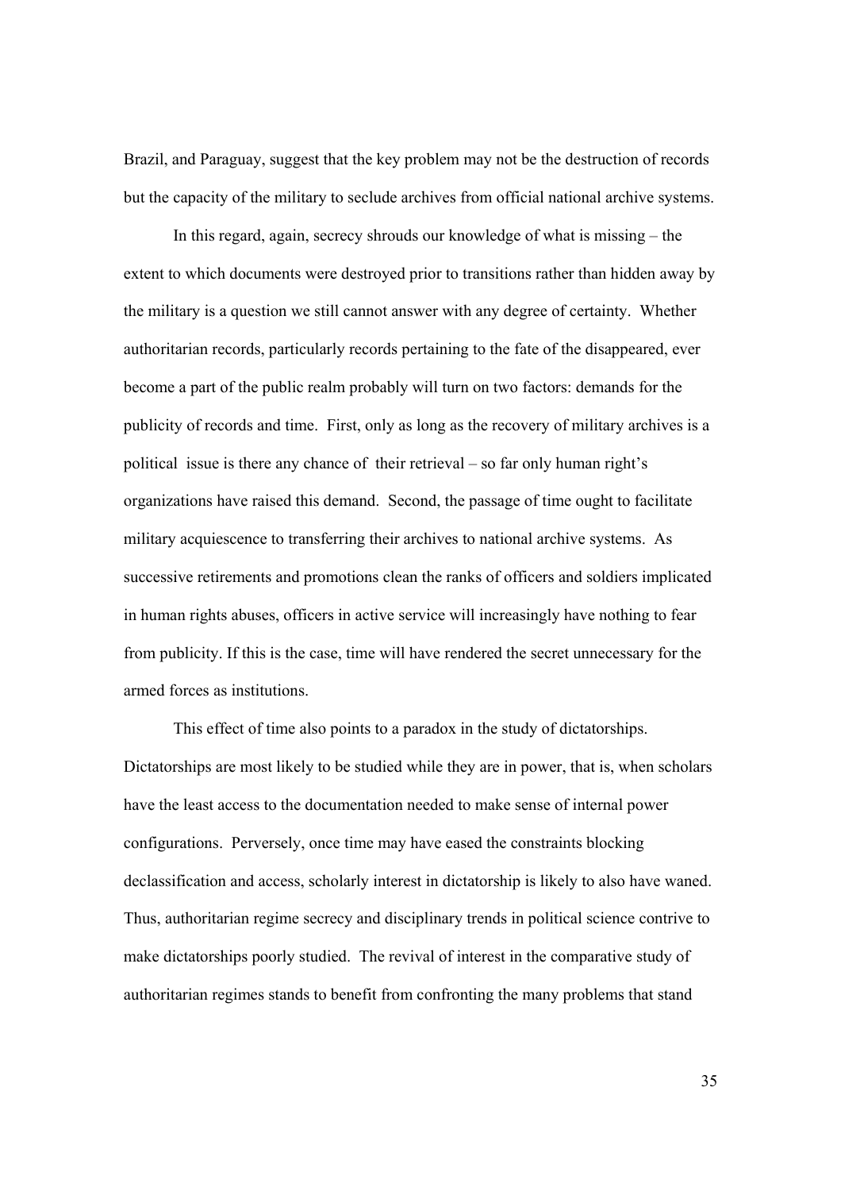Brazil, and Paraguay, suggest that the key problem may not be the destruction of records but the capacity of the military to seclude archives from official national archive systems.

In this regard, again, secrecy shrouds our knowledge of what is missing – the extent to which documents were destroyed prior to transitions rather than hidden away by the military is a question we still cannot answer with any degree of certainty. Whether authoritarian records, particularly records pertaining to the fate of the disappeared, ever become a part of the public realm probably will turn on two factors: demands for the publicity of records and time. First, only as long as the recovery of military archives is a political issue is there any chance of their retrieval – so far only human right's organizations have raised this demand. Second, the passage of time ought to facilitate military acquiescence to transferring their archives to national archive systems. As successive retirements and promotions clean the ranks of officers and soldiers implicated in human rights abuses, officers in active service will increasingly have nothing to fear from publicity. If this is the case, time will have rendered the secret unnecessary for the armed forces as institutions.

This effect of time also points to a paradox in the study of dictatorships. Dictatorships are most likely to be studied while they are in power, that is, when scholars have the least access to the documentation needed to make sense of internal power configurations. Perversely, once time may have eased the constraints blocking declassification and access, scholarly interest in dictatorship is likely to also have waned. Thus, authoritarian regime secrecy and disciplinary trends in political science contrive to make dictatorships poorly studied. The revival of interest in the comparative study of authoritarian regimes stands to benefit from confronting the many problems that stand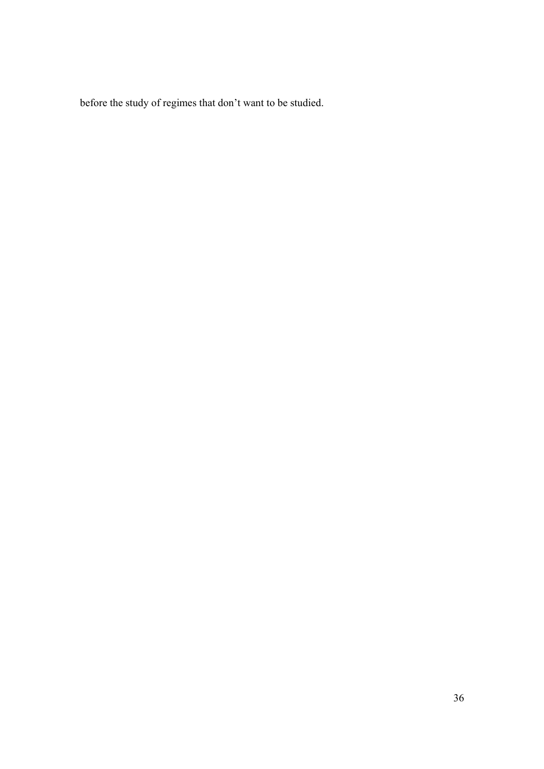before the study of regimes that don’t want to be studied.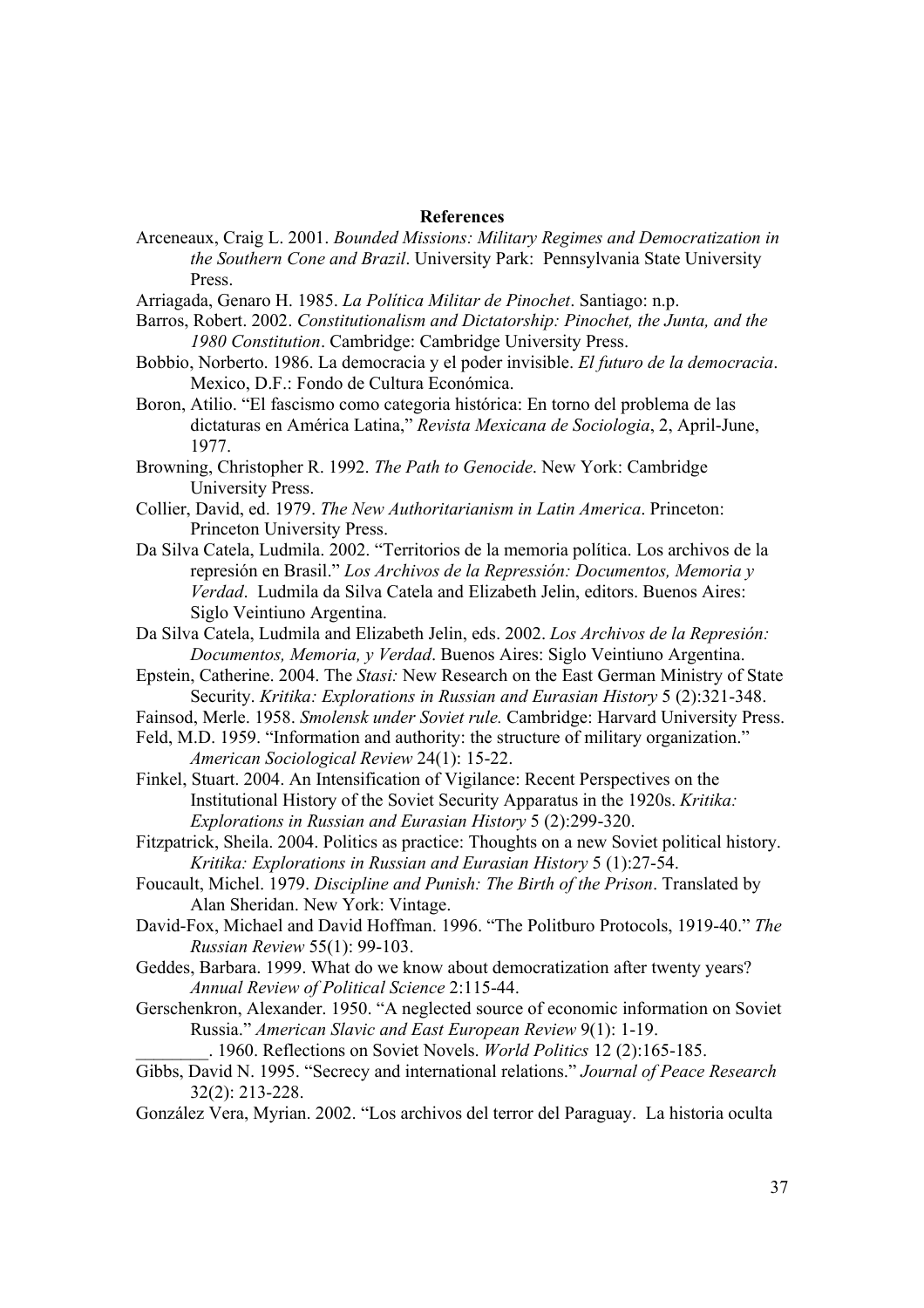**References**

Arceneaux, Craig L. 2001. *Bounded Missions: Military Regimes and Democratization in the Southern Cone and Brazil*. University Park: Pennsylvania State University Press.

Arriagada, Genaro H. 1985. *La Política Militar de Pinochet*. Santiago: n.p.

Barros, Robert. 2002. *Constitutionalism and Dictatorship: Pinochet, the Junta, and the 1980 Constitution*. Cambridge: Cambridge University Press.

Bobbio, Norberto. 1986. La democracia y el poder invisible. *El futuro de la democracia*. Mexico, D.F.: Fondo de Cultura Económica.

Boron, Atilio. "El fascismo como categoria histórica: En torno del problema de las dictaturas en América Latina," *Revista Mexicana de Sociologia*, 2, April-June, 1977.

Browning, Christopher R. 1992. *The Path to Genocide*. New York: Cambridge University Press.

Collier, David, ed. 1979. *The New Authoritarianism in Latin America*. Princeton: Princeton University Press.

Da Silva Catela, Ludmila. 2002. "Territorios de la memoria política. Los archivos de la represión en Brasil." *Los Archivos de la Repressión: Documentos, Memoria y Verdad*. Ludmila da Silva Catela and Elizabeth Jelin, editors. Buenos Aires: Siglo Veintiuno Argentina.

Da Silva Catela, Ludmila and Elizabeth Jelin, eds. 2002. *Los Archivos de la Represión: Documentos, Memoria, y Verdad*. Buenos Aires: Siglo Veintiuno Argentina.

Epstein, Catherine. 2004. The *Stasi:* New Research on the East German Ministry of State Security. *Kritika: Explorations in Russian and Eurasian History* 5 (2):321-348.

Fainsod, Merle. 1958. *Smolensk under Soviet rule.* Cambridge: Harvard University Press.

Feld, M.D. 1959. "Information and authority: the structure of military organization." *American Sociological Review* 24(1): 15-22.

Finkel, Stuart. 2004. An Intensification of Vigilance: Recent Perspectives on the Institutional History of the Soviet Security Apparatus in the 1920s. *Kritika: Explorations in Russian and Eurasian History* 5 (2):299-320.

Fitzpatrick, Sheila. 2004. Politics as practice: Thoughts on a new Soviet political history. *Kritika: Explorations in Russian and Eurasian History* 5 (1):27-54.

Foucault, Michel. 1979. *Discipline and Punish: The Birth of the Prison*. Translated by Alan Sheridan. New York: Vintage.

David-Fox, Michael and David Hoffman. 1996. "The Politburo Protocols, 1919-40." *The Russian Review* 55(1): 99-103.

Geddes, Barbara. 1999. What do we know about democratization after twenty years? *Annual Review of Political Science* 2:115-44.

Gerschenkron, Alexander. 1950. "A neglected source of economic information on Soviet Russia." *American Slavic and East European Review* 9(1): 1-19.

________. 1960. Reflections on Soviet Novels. *World Politics* 12 (2):165-185.

Gibbs, David N. 1995. "Secrecy and international relations." *Journal of Peace Research* 32(2): 213-228.

González Vera, Myrian. 2002. "Los archivos del terror del Paraguay. La historia oculta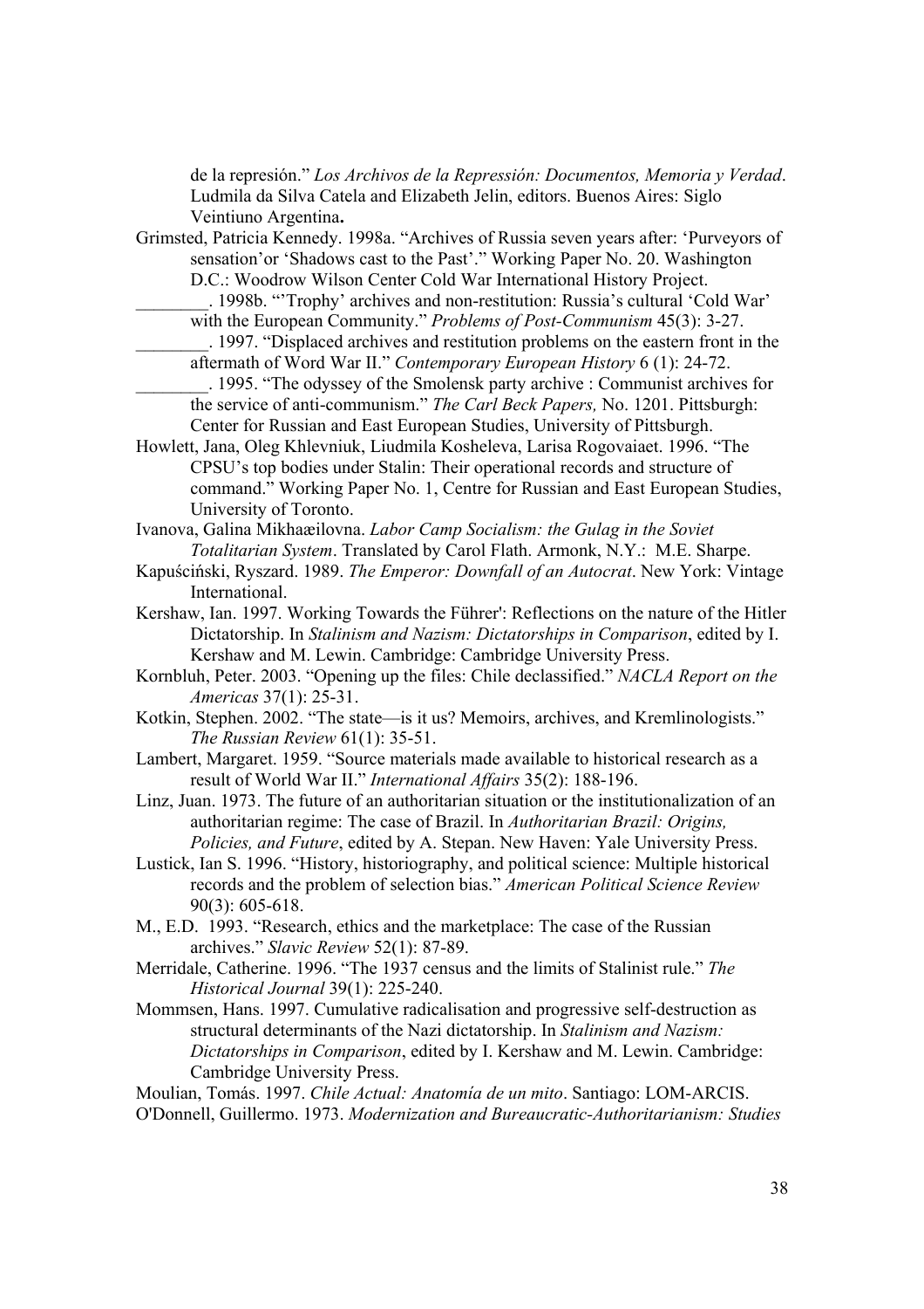de la represión." *Los Archivos de la Represión: Documentos, Memoria y Verdad*. Ludmila da Silva Catela and Elizabeth Jelin, editors. Buenos Aires: Siglo Veintiuno Argentina**.**

Grimsted, Patricia Kennedy. 1998a. "Archives of Russia seven years after: 'Purveyors of sensation'or 'Shadows cast to the Past'." Working Paper No. 20. Washington D.C.: Woodrow Wilson Center Cold War International History Project.

________. 1998b. "'Trophy' archives and non-restitution: Russia's cultural 'Cold War' with the European Community." *Problems of Post-Communism* 45(3): 3-27.

________. 1997. "Displaced archives and restitution problems on the eastern front in the aftermath of Word War II." *Contemporary European History* 6 (1): 24-72.

________. 1995. "The odyssey of the Smolensk party archive : Communist archives for the service of anti-communism." *The Carl Beck Papers,* No. 1201. Pittsburgh: Center for Russian and East European Studies, University of Pittsburgh.

Howlett, Jana, Oleg Khlevniuk, Liudmila Kosheleva, Larisa Rogovaiaet. 1996. "The CPSU's top bodies under Stalin: Their operational records and structure of command." Working Paper No. 1, Centre for Russian and East European Studies, University of Toronto.

Ivanova, Galina Mikhaæilovna. *Labor Camp Socialism: the Gulag in the Soviet Totalitarian System*. Translated by Carol Flath. Armonk, N.Y.: M.E. Sharpe.

Kapuściński, Ryszard. 1989. *The Emperor: Downfall of an Autocrat*. New York: Vintage International.

Kershaw, Ian. 1997. Working Towards the Führer': Reflections on the nature of the Hitler Dictatorship. In *Stalinism and Nazism: Dictatorships in Comparison*, edited by I. Kershaw and M. Lewin. Cambridge: Cambridge University Press.

Kornbluh, Peter. 2003. "Opening up the files: Chile declassified." *NACLA Report on the Americas* 37(1): 25-31.

Kotkin, Stephen. 2002. "The state—is it us? Memoirs, archives, and Kremlinologists." *The Russian Review* 61(1): 35-51.

Lambert, Margaret. 1959. "Source materials made available to historical research as a result of World War II." *International Affairs* 35(2): 188-196.

Linz, Juan. 1973. The future of an authoritarian situation or the institutionalization of an authoritarian regime: The case of Brazil. In *Authoritarian Brazil: Origins, Policies, and Future*, edited by A. Stepan. New Haven: Yale University Press.

Lustick, Ian S. 1996. "History, historiography, and political science: Multiple historical records and the problem of selection bias." *American Political Science Review* 90(3): 605-618.

M., E.D. 1993. "Research, ethics and the marketplace: The case of the Russian archives." *Slavic Review* 52(1): 87-89.

Merridale, Catherine. 1996. "The 1937 census and the limits of Stalinist rule." *The Historical Journal* 39(1): 225-240.

Mommsen, Hans. 1997. Cumulative radicalisation and progressive self-destruction as structural determinants of the Nazi dictatorship. In *Stalinism and Nazism: Dictatorships in Comparison*, edited by I. Kershaw and M. Lewin. Cambridge: Cambridge University Press.

Moulian, Tomás. 1997. *Chile Actual: Anatomía de un mito*. Santiago: LOM-ARCIS.

O'Donnell, Guillermo. 1973. *Modernization and Bureaucratic-Authoritarianism: Studies*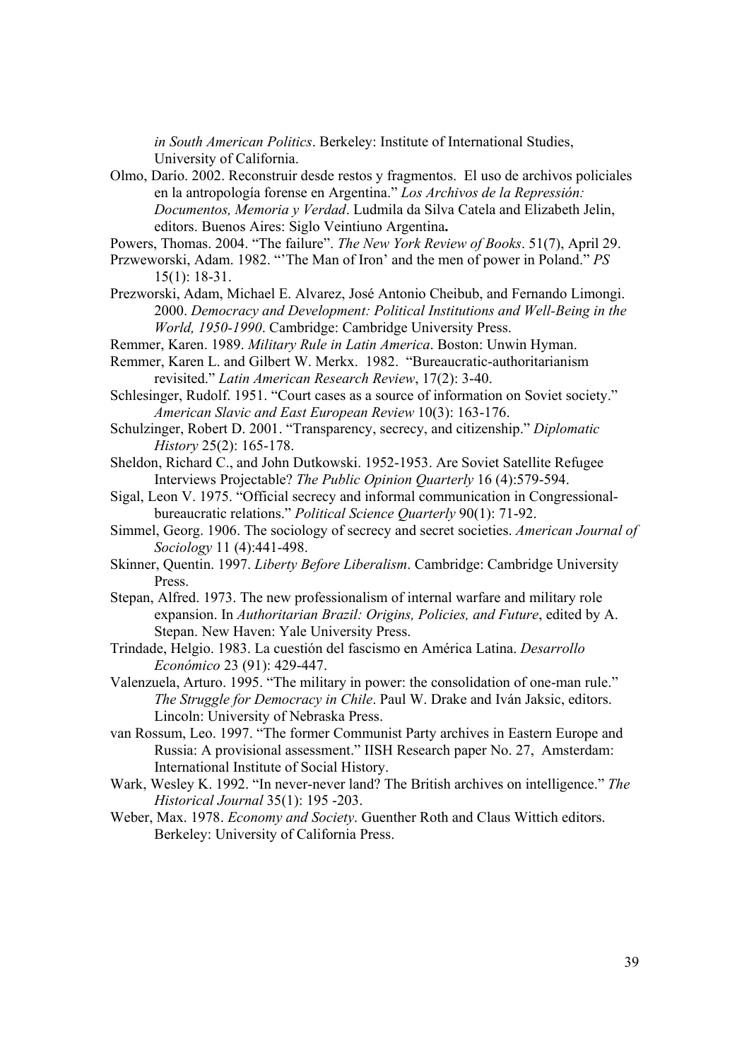*in South American Politics*. Berkeley: Institute of International Studies, University of California.

Olmo, Darío. 2002. Reconstruir desde restos y fragmentos. El uso de archivos policiales en la antropología forense en Argentina." *Los Archivos de la Repressión: Documentos, Memoria y Verdad*. Ludmila da Silva Catela and Elizabeth Jelin, editors. Buenos Aires: Siglo Veintiuno Argentina**.**

Powers, Thomas. 2004. "The failure". *The New York Review of Books*. 51(7), April 29.

Przweworski, Adam. 1982. "'The Man of Iron' and the men of power in Poland." *PS* 15(1): 18-31.

Prezworski, Adam, Michael E. Alvarez, José Antonio Cheibub, and Fernando Limongi. 2000. *Democracy and Development: Political Institutions and Well-Being in the World, 1950-1990*. Cambridge: Cambridge University Press.

Remmer, Karen. 1989. *Military Rule in Latin America*. Boston: Unwin Hyman.

Remmer, Karen L. and Gilbert W. Merkx. 1982. "Bureaucratic-authoritarianism revisited." *Latin American Research Review*, 17(2): 3-40.

Schlesinger, Rudolf. 1951. "Court cases as a source of information on Soviet society." *American Slavic and East European Review* 10(3): 163-176.

Schulzinger, Robert D. 2001. "Transparency, secrecy, and citizenship." *Diplomatic History* 25(2): 165-178.

Sheldon, Richard C., and John Dutkowski. 1952-1953. Are Soviet Satellite Refugee Interviews Projectable? *The Public Opinion Quarterly* 16 (4):579-594.

Sigal, Leon V. 1975. "Official secrecy and informal communication in Congressional-bureaucratic relations." *Political Science Quarterly* 90(1): 71-92.

Simmel, Georg. 1906. The sociology of secrecy and secret societies. *American Journal of Sociology* 11 (4):441-498.

Skinner, Quentin. 1997. *Liberty Before Liberalism*. Cambridge: Cambridge University Press.

Stepan, Alfred. 1973. The new professionalism of internal warfare and military role expansion. In *Authoritarian Brazil: Origins, Policies, and Future*, edited by A. Stepan. New Haven: Yale University Press.

Trindade, Helgio. 1983. La cuestión del fascismo en América Latina. *Desarrollo Económico* 23 (91): 429-447.

Valenzuela, Arturo. 1995. "The military in power: the consolidation of one-man rule." *The Struggle for Democracy in Chile*. Paul W. Drake and Iván Jaksic, editors. Lincoln: University of Nebraska Press.

van Rossum, Leo. 1997. "The former Communist Party archives in Eastern Europe and Russia: A provisional assessment." IISH Research paper No. 27, Amsterdam: International Institute of Social History.

Wark, Wesley K. 1992. "In never-never land? The British archives on intelligence." *The Historical Journal* 35(1): 195 -203.

Weber, Max. 1978. *Economy and Society*. Guenther Roth and Claus Wittich editors. Berkeley: University of California Press.